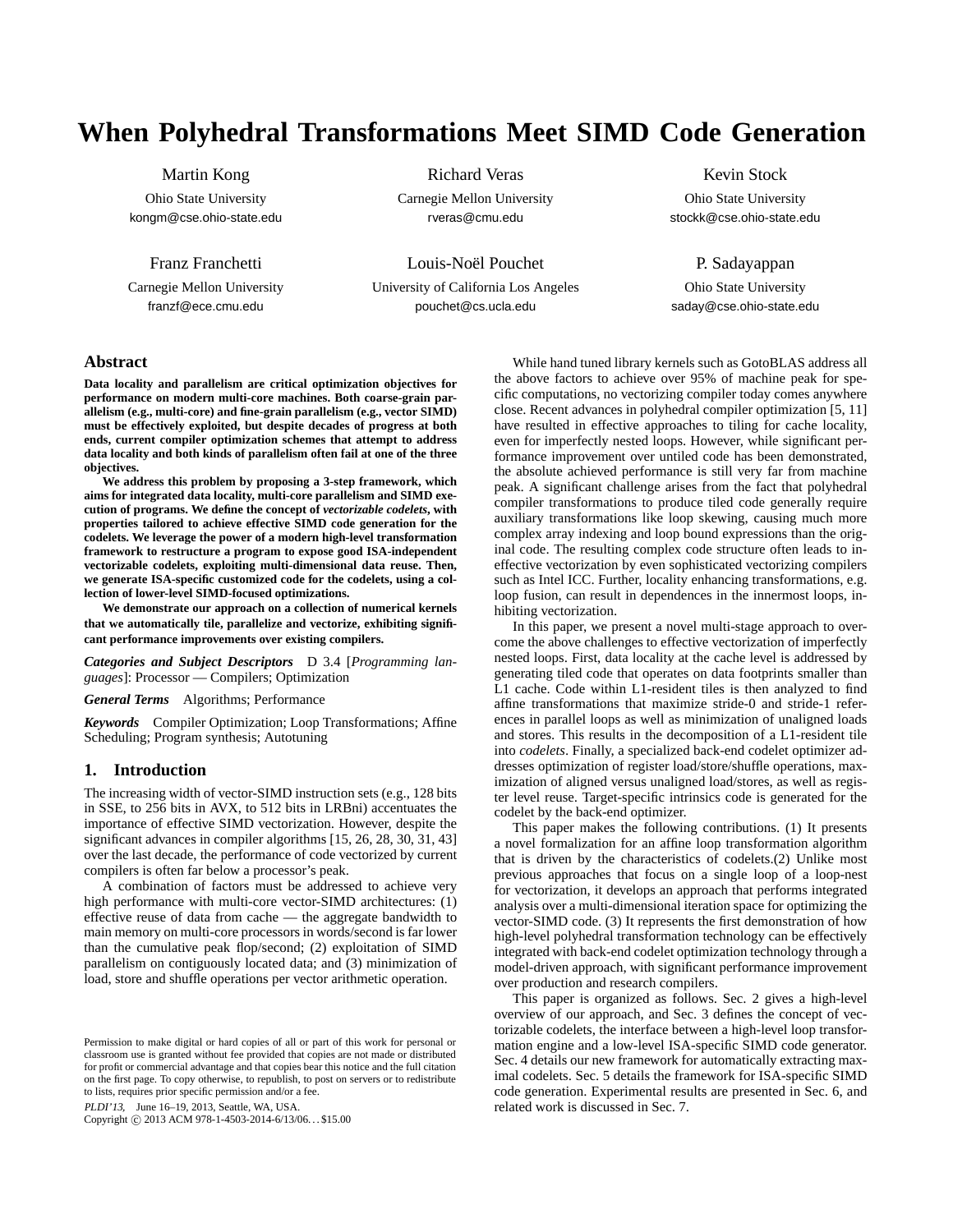# When Polyhedral Transformations Meet SIMD Code Generation

Martin Kong
Ohio State University
kongm@cse.ohio-state.edu

Richard Veras
Carnegie Mellon University
rveras@cmu.edu

Kevin Stock
Ohio State University
stockk@cse.ohio-state.edu

Franz Franchetti
Carnegie Mellon University
franzf@ece.cmu.edu

Louis-Noël Pouchet
University of California Los Angeles
pouchet@cs.ucla.edu

P. Sadayappan
Ohio State University
saday@cse.ohio-state.edu

## Abstract

**Data locality and parallelism are critical optimization objectives for performance on modern multi-core machines. Both coarse-grain parallelism (e.g., multi-core) and fine-grain parallelism (e.g., vector SIMD) must be effectively exploited, but despite decades of progress at both ends, current compiler optimization schemes that attempt to address data locality and both kinds of parallelism often fail at one of the three objectives.**

**We address this problem by proposing a 3-step framework, which aims for integrated data locality, multi-core parallelism and SIMD execution of programs. We define the concept of *vectorizable codelets*, with properties tailored to achieve effective SIMD code generation for the codelets. We leverage the power of a modern high-level transformation framework to restructure a program to expose good ISA-independent vectorizable codelets, exploiting multi-dimensional data reuse. Then, we generate ISA-specific customized code for the codelets, using a collection of lower-level SIMD-focused optimizations.**

**We demonstrate our approach on a collection of numerical kernels that we automatically tile, parallelize and vectorize, exhibiting significant performance improvements over existing compilers.**

***Categories and Subject Descriptors*** D 3.4 [*Programming languages*]: Processor — Compilers; Optimization

***General Terms*** Algorithms; Performance

***Keywords*** Compiler Optimization; Loop Transformations; Affine Scheduling; Program synthesis; Autotuning

## 1. Introduction

The increasing width of vector-SIMD instruction sets (e.g., 128 bits in SSE, to 256 bits in AVX, to 512 bits in LRBni) accentuates the importance of effective SIMD vectorization. However, despite the significant advances in compiler algorithms [15, 26, 28, 30, 31, 43] over the last decade, the performance of code vectorized by current compilers is often far below a processor's peak.

A combination of factors must be addressed to achieve very high performance with multi-core vector-SIMD architectures: (1) effective reuse of data from cache — the aggregate bandwidth to main memory on multi-core processors in words/second is far lower than the cumulative peak flop/second; (2) exploitation of SIMD parallelism on contiguously located data; and (3) minimization of load, store and shuffle operations per vector arithmetic operation.

While hand tuned library kernels such as GotoBLAS address all the above factors to achieve over 95% of machine peak for specific computations, no vectorizing compiler today comes anywhere close. Recent advances in polyhedral compiler optimization [5, 11] have resulted in effective approaches to tiling for cache locality, even for imperfectly nested loops. However, while significant performance improvement over untiled code has been demonstrated, the absolute achieved performance is still very far from machine peak. A significant challenge arises from the fact that polyhedral compiler transformations to produce tiled code generally require auxiliary transformations like loop skewing, causing much more complex array indexing and loop bound expressions than the original code. The resulting complex code structure often leads to ineffective vectorization by even sophisticated vectorizing compilers such as Intel ICC. Further, locality enhancing transformations, e.g. loop fusion, can result in dependences in the innermost loops, inhibiting vectorization.

In this paper, we present a novel multi-stage approach to overcome the above challenges to effective vectorization of imperfectly nested loops. First, data locality at the cache level is addressed by generating tiled code that operates on data footprints smaller than L1 cache. Code within L1-resident tiles is then analyzed to find affine transformations that maximize stride-0 and stride-1 references in parallel loops as well as minimization of unaligned loads and stores. This results in the decomposition of a L1-resident tile into *codelets*. Finally, a specialized back-end codelet optimizer addresses optimization of register load/store/shuffle operations, maximization of aligned versus unaligned load/stores, as well as register level reuse. Target-specific intrinsics code is generated for the codelet by the back-end optimizer.

This paper makes the following contributions. (1) It presents a novel formalization for an affine loop transformation algorithm that is driven by the characteristics of codelets.(2) Unlike most previous approaches that focus on a single loop of a loop-nest for vectorization, it develops an approach that performs integrated analysis over a multi-dimensional iteration space for optimizing the vector-SIMD code. (3) It represents the first demonstration of how high-level polyhedral transformation technology can be effectively integrated with back-end codelet optimization technology through a model-driven approach, with significant performance improvement over production and research compilers.

This paper is organized as follows. Sec. 2 gives a high-level overview of our approach, and Sec. 3 defines the concept of vectorizable codelets, the interface between a high-level loop transformation engine and a low-level ISA-specific SIMD code generator. Sec. 4 details our new framework for automatically extracting maximal codelets. Sec. 5 details the framework for ISA-specific SIMD code generation. Experimental results are presented in Sec. 6, and related work is discussed in Sec. 7.

Permission to make digital or hard copies of all or part of this work for personal or classroom use is granted without fee provided that copies are not made or distributed for profit or commercial advantage and that copies bear this notice and the full citation on the first page. To copy otherwise, to republish, to post on servers or to redistribute to lists, requires prior specific permission and/or a fee.

*PLDI'13,* June 16–19, 2013, Seattle, WA, USA.
Copyright © 2013 ACM 978-1-4503-2014-6/13/06...$15.00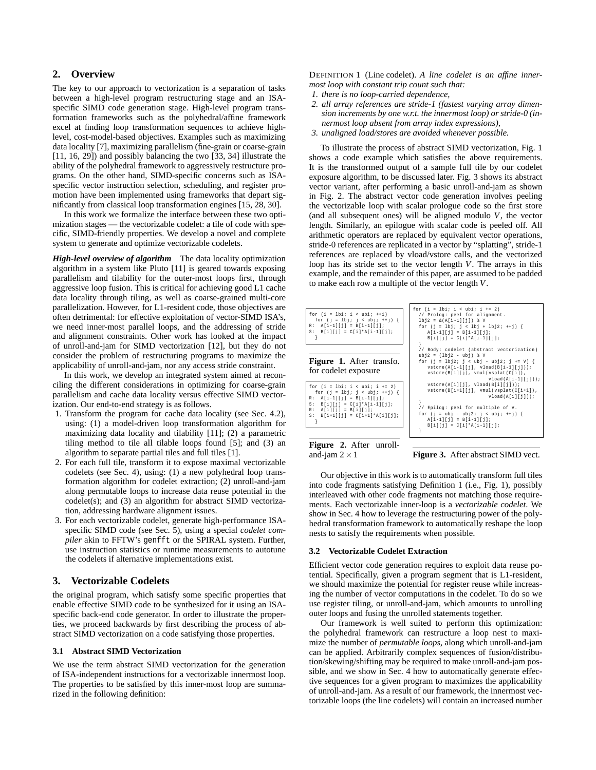## 2. Overview

The key to our approach to vectorization is a separation of tasks between a high-level program restructuring stage and an ISA-specific SIMD code generation stage. High-level program transformation frameworks such as the polyhedral/affine framework excel at finding loop transformation sequences to achieve high-level, cost-model-based objectives. Examples such as maximizing data locality [7], maximizing parallelism (fine-grain or coarse-grain [11, 16, 29]) and possibly balancing the two [33, 34] illustrate the ability of the polyhedral framework to aggressively restructure programs. On the other hand, SIMD-specific concerns such as ISA-specific vector instruction selection, scheduling, and register promotion have been implemented using frameworks that depart significantly from classical loop transformation engines [15, 28, 30].

In this work we formalize the interface between these two optimization stages — the vectorizable codelet: a tile of code with specific, SIMD-friendly properties. We develop a novel and complete system to generate and optimize vectorizable codelets.

***High-level overview of algorithm*** The data locality optimization algorithm in a system like Pluto [11] is geared towards exposing parallelism and tilability for the outer-most loops first, through aggressive loop fusion. This is critical for achieving good L1 cache data locality through tiling, as well as coarse-grained multi-core parallelization. However, for L1-resident code, those objectives are often detrimental: for effective exploitation of vector-SIMD ISA's, we need inner-most parallel loops, and the addressing of stride and alignment constraints. Other work has looked at the impact of unroll-and-jam for SIMD vectorization [12], but they do not consider the problem of restructuring programs to maximize the applicability of unroll-and-jam, nor any access stride constraint.

In this work, we develop an integrated system aimed at reconciling the different considerations in optimizing for coarse-grain parallelism and cache data locality versus effective SIMD vectorization. Our end-to-end strategy is as follows.

1. Transform the program for cache data locality (see Sec. 4.2), using: (1) a model-driven loop transformation algorithm for maximizing data locality and tilability [11]; (2) a parametric tiling method to tile all tilable loops found [5]; and (3) an algorithm to separate partial tiles and full tiles [1].
2. For each full tile, transform it to expose maximal vectorizable codelets (see Sec. 4), using: (1) a new polyhedral loop transformation algorithm for codelet extraction; (2) unroll-and-jam along permutable loops to increase data reuse potential in the codelet(s); and (3) an algorithm for abstract SIMD vectorization, addressing hardware alignment issues.
3. For each vectorizable codelet, generate high-performance ISA-specific SIMD code (see Sec. 5), using a special *codelet compiler* akin to FFTW's genfft or the SPIRAL system. Further, use instruction statistics or runtime measurements to autotune the codelets if alternative implementations exist.

## 3. Vectorizable Codelets

the original program, which satisfy some specific properties that enable effective SIMD code to be synthesized for it using an ISA-specific back-end code generator. In order to illustrate the properties, we proceed backwards by first describing the process of abstract SIMD vectorization on a code satisfying those properties.

### 3.1 Abstract SIMD Vectorization

We use the term abstract SIMD vectorization for the generation of ISA-independent instructions for a vectorizable innermost loop. The properties to be satisfied by this inner-most loop are summarized in the following definition:

DEFINITION 1 (Line codelet). *A line codelet is an affine innermost loop with constant trip count such that:*

1. *there is no loop-carried dependence,*
2. *all array references are stride-1 (fastest varying array dimension increments by one w.r.t. the innermost loop) or stride-0 (innermost loop absent from array index expressions),*
3. *unaligned load/stores are avoided whenever possible.*

To illustrate the process of abstract SIMD vectorization, Fig. 1 shows a code example which satisfies the above requirements. It is the transformed output of a sample full tile by our codelet exposure algorithm, to be discussed later. Fig. 3 shows its abstract vector variant, after performing a basic unroll-and-jam as shown in Fig. 2. The abstract vector code generation involves peeling the vectorizable loop with scalar prologue code so the first store (and all subsequent ones) will be aligned modulo $V$, the vector length. Similarly, an epilogue with scalar code is peeled off. All arithmetic operators are replaced by equivalent vector operations, stride-0 references are replicated in a vector by "splatting", stride-1 references are replaced by vload/vstore calls, and the vectorized loop has its stride set to the vector length $V$. The arrays in this example, and the remainder of this paper, are assumed to be padded to make each row a multiple of the vector length $V$.

```
for (i = lbi; i < ubi; ++i)
  for (j = lbj; j < ubj; ++j) {
R:  A[i-1][j] = B[i-1][j];
S:  B[i][j] = C[i]*A[i-1][j];
  }
```

**Figure 1.** After transfo. for codelet exposure

```
for (i = lbi; i < ubi; i += 2)
  for (j = lbj; j < ubj; ++j) {
R:  A[i-1][j] = B[i-1][j];
S:  B[i][j] = C[i]*A[i-1][j];
R:  A[i][j] = B[i][j];
S:  B[i+1][j] = C[i+1]*A[i][j];
  }
```

**Figure 2.** After unroll-and-jam $2 \times 1$

```
for (i = lbi; i < ubi; i += 2)
  // Prolog: peel for alignment.
  lbj2 = &(A[i-1][j]) % V
  for (j = lbj; j < lbj + lbj2; ++j) {
     A[i-1][j] = B[i-1][j];
     B[i][j] = C[i]*A[i-1][j];
  }
  // Body: codelet (abstract vectorization)
  ubj2 = (lbj2 - ubj) % V
  for (j = lbj2; j < ubj - ubj2; j += V) {
     vstore(A[i-1][j], vload(B[i-1][j]));
     vstore(B[i][j], vmul(vsplat(C[i]),
                          vload(A[i-1][j]));
     vstore(A[i][j], vload(B[i][j]));
     vstore(B[i+1][j], vmul(vsplat(C[i+1]),
                          vload(A[i][j]));
  }
  // Epilog: peel for multiple of V.
  for (j = ubj - ubj2; j < ubj; ++j) {
     A[i-1][j] = B[i-1][j];
     B[i][j] = C[i]*A[i-1][j];
  }
```

**Figure 3.** After abstract SIMD vect.

Our objective in this work is to automatically transform full tiles into code fragments satisfying Definition 1 (i.e., Fig. 1), possibly interleaved with other code fragments not matching those requirements. Each vectorizable inner-loop is a *vectorizable codelet*. We show in Sec. 4 how to leverage the restructuring power of the polyhedral transformation framework to automatically reshape the loop nests to satisfy the requirements when possible.

### 3.2 Vectorizable Codelet Extraction

Efficient vector code generation requires to exploit data reuse potential. Specifically, given a program segment that is L1-resident, we should maximize the potential for register reuse while increasing the number of vector computations in the codelet. To do so we use register tiling, or unroll-and-jam, which amounts to unrolling outer loops and fusing the unrolled statements together.

Our framework is well suited to perform this optimization: the polyhedral framework can restructure a loop nest to maximize the number of *permutable loops*, along which unroll-and-jam can be applied. Arbitrarily complex sequences of fusion/distribution/skewing/shifting may be required to make unroll-and-jam possible, and we show in Sec. 4 how to automatically generate effective sequences for a given program to maximizes the applicability of unroll-and-jam. As a result of our framework, the innermost vectorizable loops (the line codelets) will contain an increased number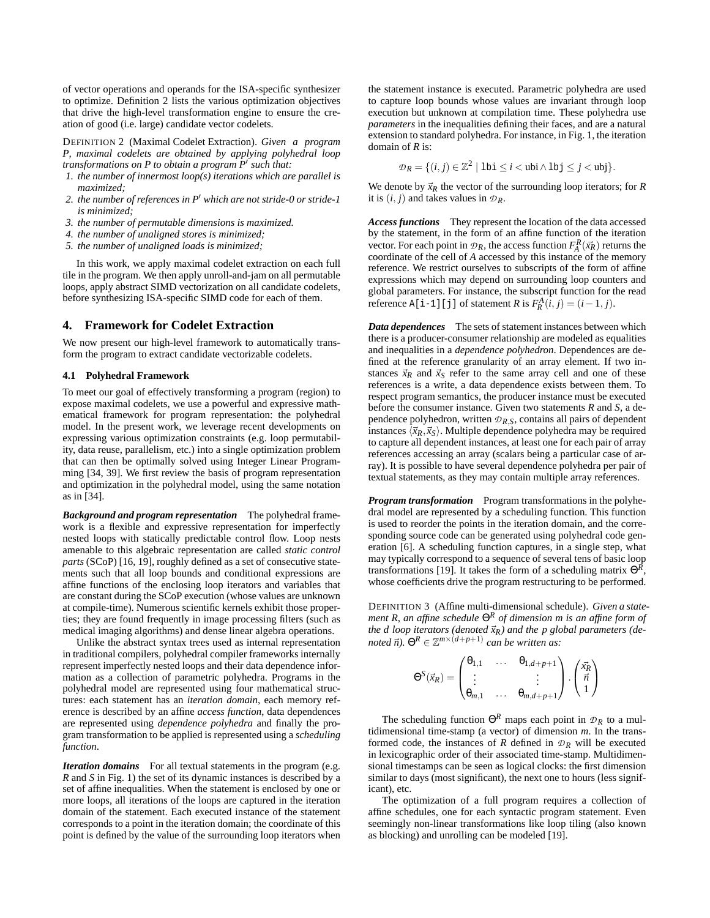of vector operations and operands for the ISA-specific synthesizer to optimize. Definition 2 lists the various optimization objectives that drive the high-level transformation engine to ensure the creation of good (i.e. large) candidate vector codelets.

DEFINITION 2 (Maximal Codelet Extraction). *Given a program P, maximal codelets are obtained by applying polyhedral loop transformations on P to obtain a program $P'$ such that:*

1. *the number of innermost loop(s) iterations which are parallel is maximized;*
2. *the number of references in $P'$ which are not stride-0 or stride-1 is minimized;*
3. *the number of permutable dimensions is maximized.*
4. *the number of unaligned stores is minimized;*
5. *the number of unaligned loads is minimized;*

In this work, we apply maximal codelet extraction on each full tile in the program. We then apply unroll-and-jam on all permutable loops, apply abstract SIMD vectorization on all candidate codelets, before synthesizing ISA-specific SIMD code for each of them.

## 4. Framework for Codelet Extraction

We now present our high-level framework to automatically transform the program to extract candidate vectorizable codelets.

### 4.1 Polyhedral Framework

To meet our goal of effectively transforming a program (region) to expose maximal codelets, we use a powerful and expressive mathematical framework for program representation: the polyhedral model. In the present work, we leverage recent developments on expressing various optimization constraints (e.g. loop permutability, data reuse, parallelism, etc.) into a single optimization problem that can then be optimally solved using Integer Linear Programming [34, 39]. We first review the basis of program representation and optimization in the polyhedral model, using the same notation as in [34].

***Background and program representation*** The polyhedral framework is a flexible and expressive representation for imperfectly nested loops with statically predictable control flow. Loop nests amenable to this algebraic representation are called *static control parts* (SCoP) [16, 19], roughly defined as a set of consecutive statements such that all loop bounds and conditional expressions are affine functions of the enclosing loop iterators and variables that are constant during the SCoP execution (whose values are unknown at compile-time). Numerous scientific kernels exhibit those properties; they are found frequently in image processing filters (such as medical imaging algorithms) and dense linear algebra operations.

Unlike the abstract syntax trees used as internal representation in traditional compilers, polyhedral compiler frameworks internally represent imperfectly nested loops and their data dependence information as a collection of parametric polyhedra. Programs in the polyhedral model are represented using four mathematical structures: each statement has an *iteration domain*, each memory reference is described by an affine *access function*, data dependences are represented using *dependence polyhedra* and finally the program transformation to be applied is represented using a *scheduling function*.

***Iteration domains*** For all textual statements in the program (e.g. $R$ and $S$ in Fig. 1) the set of its dynamic instances is described by a set of affine inequalities. When the statement is enclosed by one or more loops, all iterations of the loops are captured in the iteration domain of the statement. Each executed instance of the statement corresponds to a point in the iteration domain; the coordinate of this point is defined by the value of the surrounding loop iterators when the statement instance is executed. Parametric polyhedra are used to capture loop bounds whose values are invariant through loop execution but unknown at compilation time. These polyhedra use *parameters* in the inequalities defining their faces, and are a natural extension to standard polyhedra. For instance, in Fig. 1, the iteration domain of $R$ is:

$$\mathcal{D}_R = \{(i, j) \in \mathbb{Z}^2 \mid \texttt{lbi} \leq i < \text{ubi} \wedge \texttt{lbj} \leq j < \text{ubj}\}.$$

We denote by $\vec{x}_R$ the vector of the surrounding loop iterators; for $R$ it is $(i, j)$ and takes values in $\mathcal{D}_R$.

***Access functions*** They represent the location of the data accessed by the statement, in the form of an affine function of the iteration vector. For each point in $\mathcal{D}_R$, the access function $F_A^R(\vec{x}_R)$ returns the coordinate of the cell of $A$ accessed by this instance of the memory reference. We restrict ourselves to subscripts of the form of affine expressions which may depend on surrounding loop counters and global parameters. For instance, the subscript function for the read reference `A[i-1][j]` of statement $R$ is $F_R^A(i, j) = (i-1, j)$.

***Data dependences*** The sets of statement instances between which there is a producer-consumer relationship are modeled as equalities and inequalities in a *dependence polyhedron*. Dependences are defined at the reference granularity of an array element. If two instances $\vec{x}_R$ and $\vec{x}_S$ refer to the same array cell and one of these references is a write, a data dependence exists between them. To respect program semantics, the producer instance must be executed before the consumer instance. Given two statements $R$ and $S$, a dependence polyhedron, written $\mathcal{D}_{R,S}$, contains all pairs of dependent instances $\langle \vec{x}_R, \vec{x}_S \rangle$. Multiple dependence polyhedra may be required to capture all dependent instances, at least one for each pair of array references accessing an array (scalars being a particular case of array). It is possible to have several dependence polyhedra per pair of textual statements, as they may contain multiple array references.

***Program transformation*** Program transformations in the polyhedral model are represented by a scheduling function. This function is used to reorder the points in the iteration domain, and the corresponding source code can be generated using polyhedral code generation [6]. A scheduling function captures, in a single step, what may typically correspond to a sequence of several tens of basic loop transformations [19]. It takes the form of a scheduling matrix $\Theta^R$, whose coefficients drive the program restructuring to be performed.

DEFINITION 3 (Affine multi-dimensional schedule). *Given a statement $R$, an affine schedule $\Theta^R$ of dimension $m$ is an affine form of the $d$ loop iterators (denoted $\vec{x}_R$) and the $p$ global parameters (denoted $\vec{n}$). $\Theta^R \in \mathbb{Z}^{m \times (d+p+1)}$ can be written as:*

$$\Theta^S(\vec{x}_R) = \begin{pmatrix} \theta_{1,1} & \ldots & \theta_{1,d+p+1} \\ \vdots & & \vdots \\ \theta_{m,1} & \ldots & \theta_{m,d+p+1} \end{pmatrix} \cdot \begin{pmatrix} \vec{x}_R \\ \vec{n} \\ 1 \end{pmatrix}$$

The scheduling function $\Theta^R$ maps each point in $\mathcal{D}_R$ to a multidimensional time-stamp (a vector) of dimension $m$. In the transformed code, the instances of $R$ defined in $\mathcal{D}_R$ will be executed in lexicographic order of their associated time-stamp. Multidimensional timestamps can be seen as logical clocks: the first dimension similar to days (most significant), the next one to hours (less significant), etc.

The optimization of a full program requires a collection of affine schedules, one for each syntactic program statement. Even seemingly non-linear transformations like loop tiling (also known as blocking) and unrolling can be modeled [19].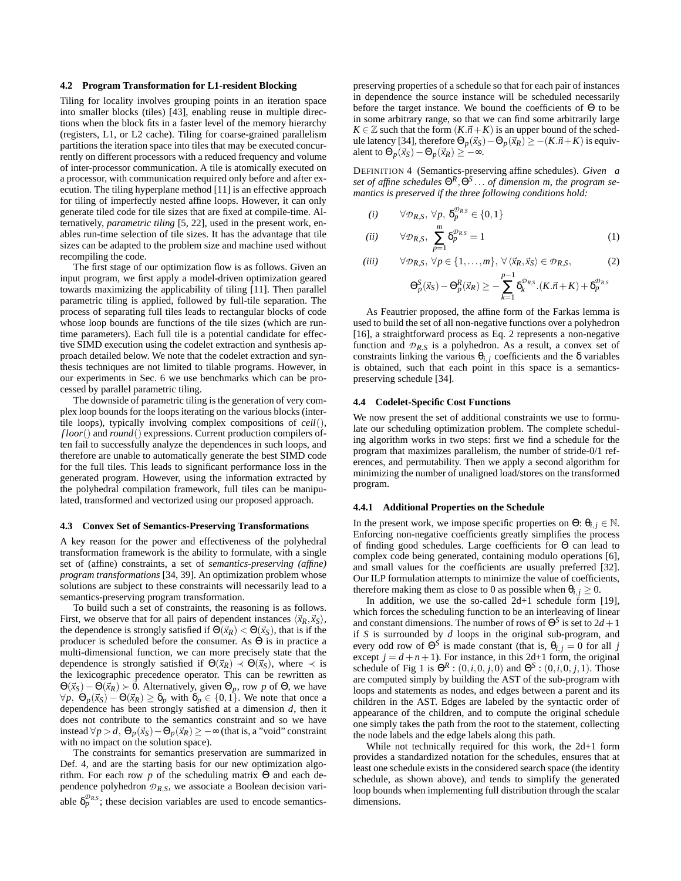### 4.2 Program Transformation for L1-resident Blocking

Tiling for locality involves grouping points in an iteration space into smaller blocks (tiles) [43], enabling reuse in multiple directions when the block fits in a faster level of the memory hierarchy (registers, L1, or L2 cache). Tiling for coarse-grained parallelism partitions the iteration space into tiles that may be executed concurrently on different processors with a reduced frequency and volume of inter-processor communication. A tile is atomically executed on a processor, with communication required only before and after execution. The tiling hyperplane method [11] is an effective approach for tiling of imperfectly nested affine loops. However, it can only generate tiled code for tile sizes that are fixed at compile-time. Alternatively, *parametric tiling* [5, 22], used in the present work, enables run-time selection of tile sizes. It has the advantage that tile sizes can be adapted to the problem size and machine used without recompiling the code.

The first stage of our optimization flow is as follows. Given an input program, we first apply a model-driven optimization geared towards maximizing the applicability of tiling [11]. Then parallel parametric tiling is applied, followed by full-tile separation. The process of separating full tiles leads to rectangular blocks of code whose loop bounds are functions of the tile sizes (which are run-time parameters). Each full tile is a potential candidate for effective SIMD execution using the codelet extraction and synthesis approach detailed below. We note that the codelet extraction and synthesis techniques are not limited to tilable programs. However, in our experiments in Sec. 6 we use benchmarks which can be processed by parallel parametric tiling.

The downside of parametric tiling is the generation of very complex loop bounds for the loops iterating on the various blocks (inter-tile loops), typically involving complex compositions of *ceil*(), *floor*() and *round*() expressions. Current production compilers often fail to successfully analyze the dependences in such loops, and therefore are unable to automatically generate the best SIMD code for the full tiles. This leads to significant performance loss in the generated program. However, using the information extracted by the polyhedral compilation framework, full tiles can be manipulated, transformed and vectorized using our proposed approach.

### 4.3 Convex Set of Semantics-Preserving Transformations

A key reason for the power and effectiveness of the polyhedral transformation framework is the ability to formulate, with a single set of (affine) constraints, a set of *semantics-preserving (affine) program transformations* [34, 39]. An optimization problem whose solutions are subject to these constraints will necessarily lead to a semantics-preserving program transformation.

To build such a set of constraints, the reasoning is as follows. First, we observe that for all pairs of dependent instances $\langle \vec{x}_R, \vec{x}_S \rangle$, the dependence is strongly satisfied if $\Theta(\vec{x}_R) < \Theta(\vec{x}_S)$, that is if the producer is scheduled before the consumer. As $\Theta$ is in practice a multi-dimensional function, we can more precisely state that the dependence is strongly satisfied if $\Theta(\vec{x}_R) \prec \Theta(\vec{x}_S)$, where $\prec$ is the lexicographic precedence operator. This can be rewritten as $\Theta(\vec{x}_S) - \Theta(\vec{x}_R) \succ \vec{0}$. Alternatively, given $\Theta_p$, row $p$ of $\Theta$, we have $\forall p,\ \Theta_p(\vec{x}_S) - \Theta(\vec{x}_R) \geq \delta_p$ with $\delta_p \in \{0,1\}$. We note that once a dependence has been strongly satisfied at a dimension $d$, then it does not contribute to the semantics constraint and so we have instead $\forall p > d,\ \Theta_p(\vec{x}_S) - \Theta_p(\vec{x}_R) \geq -\infty$ (that is, a "void" constraint with no impact on the solution space).

The constraints for semantics preservation are summarized in Def. 4, and are the starting basis for our new optimization algorithm. For each row $p$ of the scheduling matrix $\Theta$ and each dependence polyhedron $\mathcal{D}_{R,S}$, we associate a Boolean decision variable $\delta_p^{\mathcal{D}_{R,S}}$; these decision variables are used to encode semantics-preserving properties of a schedule so that for each pair of instances in dependence the source instance will be scheduled necessarily before the target instance. We bound the coefficients of $\Theta$ to be in some arbitrary range, so that we can find some arbitrarily large $K \in \mathbb{Z}$ such that the form $(K.\vec{n} + K)$ is an upper bound of the schedule latency [34], therefore $\Theta_p(\vec{x}_S) - \Theta_p(\vec{x}_R) \geq -(K.\vec{n} + K)$ is equivalent to $\Theta_p(\vec{x}_S) - \Theta_p(\vec{x}_R) \geq -\infty$.

DEFINITION 4 (Semantics-preserving affine schedules). *Given a set of affine schedules $\Theta^R, \Theta^S \ldots$ of dimension $m$, the program semantics is preserved if the three following conditions hold:*

$$(i) \qquad \forall \mathcal{D}_{R,S},\ \forall p,\ \delta_p^{\mathcal{D}_{R,S}} \in \{0,1\}$$

$$(ii) \qquad \forall \mathcal{D}_{R,S},\ \sum_{p=1}^{m} \delta_p^{\mathcal{D}_{R,S}} = 1 \tag{1}$$

$$(iii) \qquad \forall \mathcal{D}_{R,S},\ \forall p \in \{1,\ldots,m\},\ \forall \langle \vec{x}_R, \vec{x}_S \rangle \in \mathcal{D}_{R,S}, \tag{2}$$

$$\Theta_p^S(\vec{x}_S) - \Theta_p^R(\vec{x}_R) \geq -\sum_{k=1}^{p-1} \delta_k^{\mathcal{D}_{R,S}}.(K.\vec{n} + K) + \delta_p^{\mathcal{D}_{R,S}}$$

As Feautrier proposed, the affine form of the Farkas lemma is used to build the set of all non-negative functions over a polyhedron [16], a straightforward process as Eq. 2 represents a non-negative function and $\mathcal{D}_{R,S}$ is a polyhedron. As a result, a convex set of constraints linking the various $\theta_{i,j}$ coefficients and the $\delta$ variables is obtained, such that each point in this space is a semantics-preserving schedule [34].

### 4.4 Codelet-Specific Cost Functions

We now present the set of additional constraints we use to formulate our scheduling optimization problem. The complete scheduling algorithm works in two steps: first we find a schedule for the program that maximizes parallelism, the number of stride-0/1 references, and permutability. Then we apply a second algorithm for minimizing the number of unaligned load/stores on the transformed program.

#### 4.4.1 Additional Properties on the Schedule

In the present work, we impose specific properties on $\Theta$: $\theta_{i,j} \in \mathbb{N}$. Enforcing non-negative coefficients greatly simplifies the process of finding good schedules. Large coefficients for $\Theta$ can lead to complex code being generated, containing modulo operations [6], and small values for the coefficients are usually preferred [32]. Our ILP formulation attempts to minimize the value of coefficients, therefore making them as close to 0 as possible when $\theta_{i,j} \geq 0$.

In addition, we use the so-called 2d+1 schedule form [19], which forces the scheduling function to be an interleaving of linear and constant dimensions. The number of rows of $\Theta^S$ is set to $2d+1$ if $S$ is surrounded by $d$ loops in the original sub-program, and every odd row of $\Theta^S$ is made constant (that is, $\theta_{i,j} = 0$ for all $j$ except $j = d+n+1$). For instance, in this 2d+1 form, the original schedule of Fig 1 is $\Theta^R : (0,i,0,j,0)$ and $\Theta^S : (0,i,0,j,1)$. Those are computed simply by building the AST of the sub-program with loops and statements as nodes, and edges between a parent and its children in the AST. Edges are labeled by the syntactic order of appearance of the children, and to compute the original schedule one simply takes the path from the root to the statement, collecting the node labels and the edge labels along this path.

While not technically required for this work, the 2d+1 form provides a standardized notation for the schedules, ensures that at least one schedule exists in the considered search space (the identity schedule, as shown above), and tends to simplify the generated loop bounds when implementing full distribution through the scalar dimensions.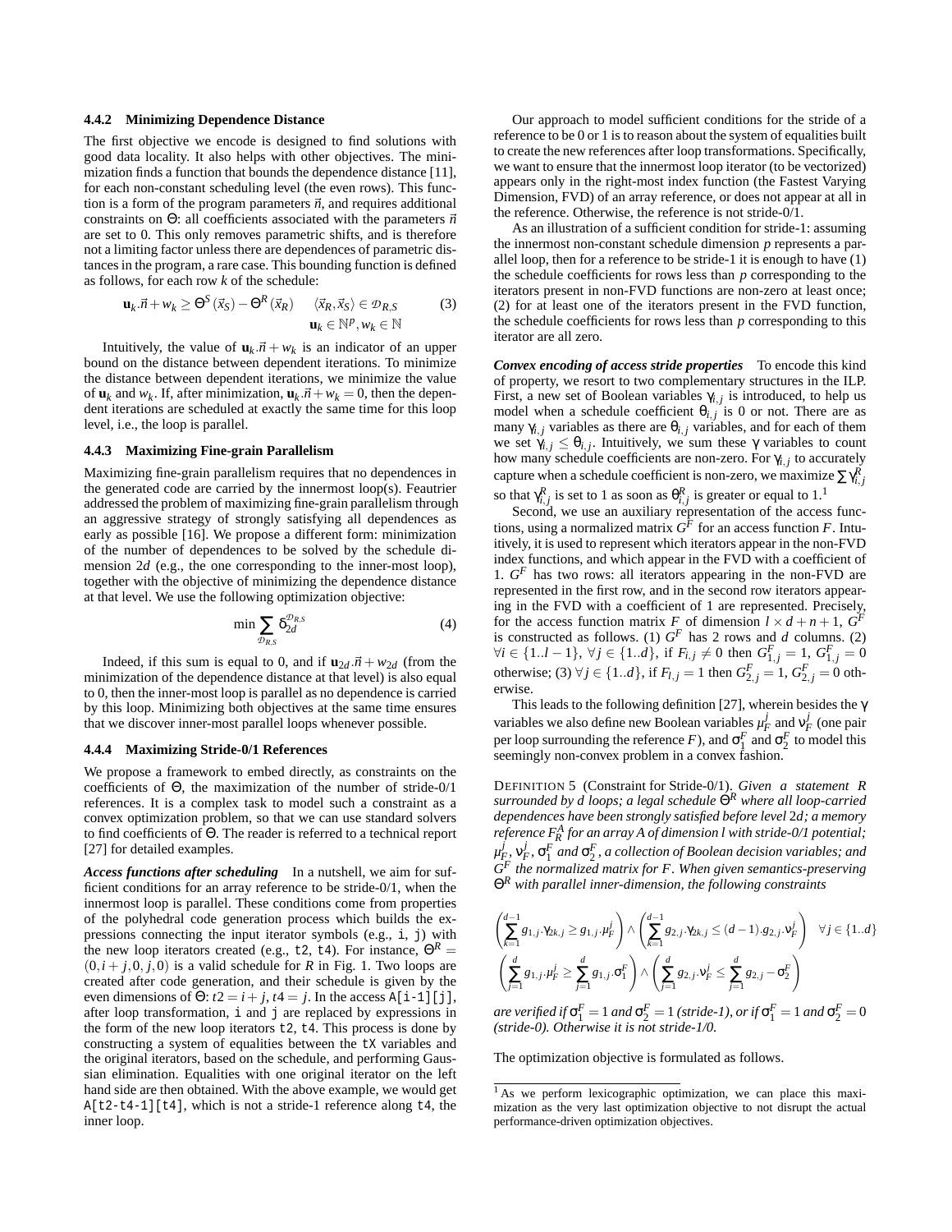### 4.4.2 Minimizing Dependence Distance

The first objective we encode is designed to find solutions with good data locality. It also helps with other objectives. The minimization finds a function that bounds the dependence distance [11], for each non-constant scheduling level (the even rows). This function is a form of the program parameters $\vec{n}$, and requires additional constraints on $\Theta$: all coefficients associated with the parameters $\vec{n}$ are set to 0. This only removes parametric shifts, and is therefore not a limiting factor unless there are dependences of parametric distances in the program, a rare case. This bounding function is defined as follows, for each row $k$ of the schedule:

$$\mathbf{u}_k.\vec{n} + w_k \geq \Theta^S(\vec{x}_S) - \Theta^R(\vec{x}_R) \qquad \langle \vec{x}_R, \vec{x}_S \rangle \in \mathcal{D}_{R,S} \quad \mathbf{u}_k \in \mathbb{N}^p, w_k \in \mathbb{N} \tag{3}$$

Intuitively, the value of $\mathbf{u}_k.\vec{n} + w_k$ is an indicator of an upper bound on the distance between dependent iterations. To minimize the distance between dependent iterations, we minimize the value of $\mathbf{u}_k$ and $w_k$. If, after minimization, $\mathbf{u}_k.\vec{n} + w_k = 0$, then the dependent iterations are scheduled at exactly the same time for this loop level, i.e., the loop is parallel.

### 4.4.3 Maximizing Fine-grain Parallelism

Maximizing fine-grain parallelism requires that no dependences in the generated code are carried by the innermost loop(s). Feautrier addressed the problem of maximizing fine-grain parallelism through an aggressive strategy of strongly satisfying all dependences as early as possible [16]. We propose a different form: minimization of the number of dependences to be solved by the schedule dimension $2d$ (e.g., the one corresponding to the inner-most loop), together with the objective of minimizing the dependence distance at that level. We use the following optimization objective:

$$\min \sum_{\mathcal{D}_{R,S}} \delta_{2d}^{\mathcal{D}_{R,S}} \tag{4}$$

Indeed, if this sum is equal to 0, and if $\mathbf{u}_{2d}.\vec{n} + w_{2d}$ (from the minimization of the dependence distance at that level) is also equal to 0, then the inner-most loop is parallel as no dependence is carried by this loop. Minimizing both objectives at the same time ensures that we discover inner-most parallel loops whenever possible.

### 4.4.4 Maximizing Stride-0/1 References

We propose a framework to embed directly, as constraints on the coefficients of $\Theta$, the maximization of the number of stride-0/1 references. It is a complex task to model such a constraint as a convex optimization problem, so that we can use standard solvers to find coefficients of $\Theta$. The reader is referred to a technical report [27] for detailed examples.

***Access functions after scheduling*** In a nutshell, we aim for sufficient conditions for an array reference to be stride-0/1, when the innermost loop is parallel. These conditions come from properties of the polyhedral code generation process which builds the expressions connecting the input iterator symbols (e.g., `i`, `j`) with the new loop iterators created (e.g., `t2`, `t4`). For instance, $\Theta^R = (0, i+j, 0, j, 0)$ is a valid schedule for $R$ in Fig. 1. Two loops are created after code generation, and their schedule is given by the even dimensions of $\Theta$: $t2 = i+j$, $t4 = j$. In the access `A[i-1][j]`, after loop transformation, `i` and `j` are replaced by expressions in the form of the new loop iterators `t2`, `t4`. This process is done by constructing a system of equalities between the `tX` variables and the original iterators, based on the schedule, and performing Gaussian elimination. Equalities with one original iterator on the left hand side are then obtained. With the above example, we would get `A[t2-t4-1][t4]`, which is not a stride-1 reference along `t4`, the inner loop.

Our approach to model sufficient conditions for the stride of a reference to be 0 or 1 is to reason about the system of equalities built to create the new references after loop transformations. Specifically, we want to ensure that the innermost loop iterator (to be vectorized) appears only in the right-most index function (the Fastest Varying Dimension, FVD) of an array reference, or does not appear at all in the reference. Otherwise, the reference is not stride-0/1.

As an illustration of a sufficient condition for stride-1: assuming the innermost non-constant schedule dimension $p$ represents a parallel loop, then for a reference to be stride-1 it is enough to have (1) the schedule coefficients for rows less than $p$ corresponding to the iterators present in non-FVD functions are non-zero at least once; (2) for at least one of the iterators present in the FVD function, the schedule coefficients for rows less than $p$ corresponding to this iterator are all zero.

***Convex encoding of access stride properties*** To encode this kind of property, we resort to two complementary structures in the ILP. First, a new set of Boolean variables $\gamma_{i,j}$ is introduced, to help us model when a schedule coefficient $\theta_{i,j}$ is 0 or not. There are as many $\gamma_{i,j}$ variables as there are $\theta_{i,j}$ variables, and for each of them we set $\gamma_{i,j} \leq \theta_{i,j}$. Intuitively, we sum these $\gamma$ variables to count how many schedule coefficients are non-zero. For $\gamma_{i,j}$ to accurately capture when a schedule coefficient is non-zero, we maximize $\sum \gamma^R_{i,j}$ so that $\gamma^R_{i,j}$ is set to 1 as soon as $\theta^R_{i,j}$ is greater or equal to 1.[1]

Second, we use an auxiliary representation of the access functions, using a normalized matrix $G^F$ for an access function $F$. Intuitively, it is used to represent which iterators appear in the non-FVD index functions, and which appear in the FVD with a coefficient of 1. $G^F$ has two rows: all iterators appearing in the non-FVD are represented in the first row, and in the second row iterators appearing in the FVD with a coefficient of 1 are represented. Precisely, for the access function matrix $F$ of dimension $l \times d + n + 1$, $G^F$ is constructed as follows. (1) $G^F$ has 2 rows and $d$ columns. (2) $\forall i \in \{1..l-1\}$, $\forall j \in \{1..d\}$, if $F_{i,j} \neq 0$ then $G^F_{1,j} = 1$, $G^F_{1,j} = 0$ otherwise; (3) $\forall j \in \{1..d\}$, if $F_{l,j} = 1$ then $G^F_{2,j} = 1$, $G^F_{2,j} = 0$ otherwise.

This leads to the following definition [27], wherein besides the $\gamma$ variables we also define new Boolean variables $\mu^j_F$ and $\nu^j_F$ (one pair per loop surrounding the reference $F$), and $\sigma^F_1$ and $\sigma^F_2$ to model this seemingly non-convex problem in a convex fashion.

DEFINITION 5 (Constraint for Stride-0/1). *Given a statement $R$ surrounded by $d$ loops; a legal schedule $\Theta^R$ where all loop-carried dependences have been strongly satisfied before level $2d$; a memory reference $F^A_R$ for an array $A$ of dimension $l$ with stride-0/1 potential; $\mu^j_F$, $\nu^j_F$, $\sigma^F_1$ and $\sigma^F_2$, a collection of Boolean decision variables; and $G^F$ the normalized matrix for $F$. When given semantics-preserving $\Theta^R$ with parallel inner-dimension, the following constraints*

$$\left(\sum_{k=1}^{d-1} g_{1,j}.\gamma_{2k,j} \geq g_{1,j}.\mu^j_F\right) \wedge \left(\sum_{k=1}^{d-1} g_{2,j}.\gamma_{2k,j} \leq (d-1).g_{2,j}.\nu^j_F\right) \quad \forall j \in \{1..d\}$$

$$\left(\sum_{j=1}^{d} g_{1,j}.\mu^j_F \geq \sum_{j=1}^{d} g_{1,j}.\sigma^F_1\right) \wedge \left(\sum_{j=1}^{d} g_{2,j}.\nu^j_F \leq \sum_{j=1}^{d} g_{2,j} - \sigma^F_2\right)$$

*are verified if $\sigma^F_1 = 1$ and $\sigma^F_2 = 1$ (stride-1), or if $\sigma^F_1 = 1$ and $\sigma^F_2 = 0$ (stride-0). Otherwise it is not stride-1/0.*

The optimization objective is formulated as follows.

[1] As we perform lexicographic optimization, we can place this maximization as the very last optimization objective to not disrupt the actual performance-driven optimization objectives.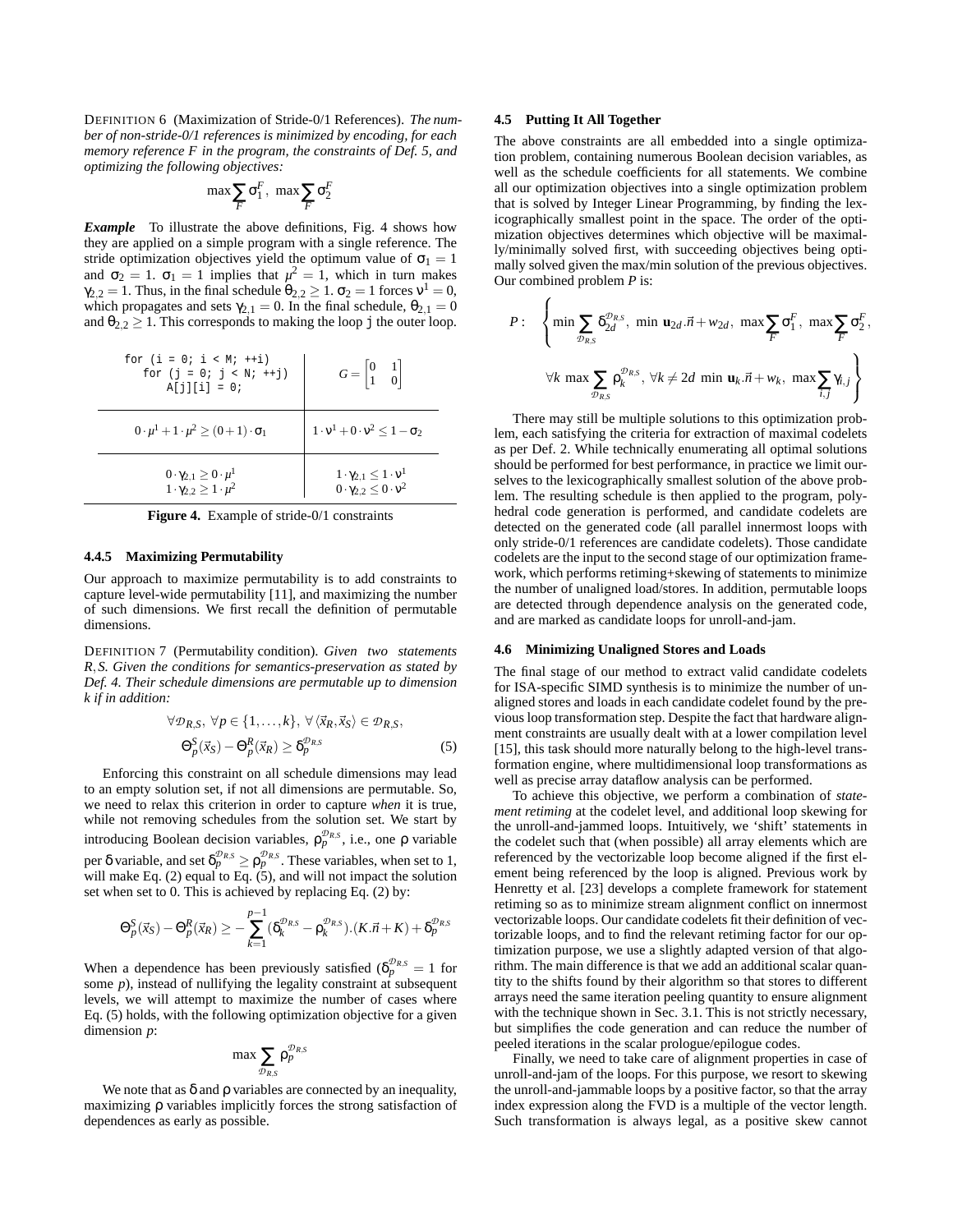DEFINITION 6 (Maximization of Stride-0/1 References). *The number of non-stride-0/1 references is minimized by encoding, for each memory reference F in the program, the constraints of Def. 5, and optimizing the following objectives:*

$$\max \sum_F \sigma_1^F, \ \max \sum_F \sigma_2^F$$

***Example*** To illustrate the above definitions, Fig. 4 shows how they are applied on a simple program with a single reference. The stride optimization objectives yield the optimum value of $\sigma_1 = 1$ and $\sigma_2 = 1$. $\sigma_1 = 1$ implies that $\mu^2 = 1$, which in turn makes $\gamma_{2,2} = 1$. Thus, in the final schedule $\theta_{2,2} \geq 1$. $\sigma_2 = 1$ forces $\nu^1 = 0$, which propagates and sets $\gamma_{2,1} = 0$. In the final schedule, $\theta_{2,1} = 0$ and $\theta_{2,2} \geq 1$. This corresponds to making the loop j the outer loop.

| | |
|---|---|
| `for (i = 0; i < M; ++i)`<br>`  for (j = 0; j < N; ++j)`<br>`    A[j][i] = 0;` | $G = \begin{bmatrix} 0 & 1 \\ 1 & 0 \end{bmatrix}$ |
| $0 \cdot \mu^1 + 1 \cdot \mu^2 \geq (0+1) \cdot \sigma_1$ | $1 \cdot \nu^1 + 0 \cdot \nu^2 \leq 1 - \sigma_2$ |
| $0 \cdot \gamma_{2,1} \geq 0 \cdot \mu^1$<br>$1 \cdot \gamma_{2,2} \geq 1 \cdot \mu^2$ | $1 \cdot \gamma_{2,1} \leq 1 \cdot \nu^1$<br>$0 \cdot \gamma_{2,2} \leq 0 \cdot \nu^2$ |

**Figure 4.** Example of stride-0/1 constraints

### 4.4.5 Maximizing Permutability

Our approach to maximize permutability is to add constraints to capture level-wide permutability [11], and maximizing the number of such dimensions. We first recall the definition of permutable dimensions.

DEFINITION 7 (Permutability condition). *Given two statements R,S. Given the conditions for semantics-preservation as stated by Def. 4. Their schedule dimensions are permutable up to dimension k if in addition:*

$$\forall \mathcal{D}_{R,S}, \ \forall p \in \{1,\ldots,k\}, \ \forall \langle \vec{x}_R, \vec{x}_S \rangle \in \mathcal{D}_{R,S},$$
$$\Theta_p^S(\vec{x}_S) - \Theta_p^R(\vec{x}_R) \geq \delta_p^{\mathcal{D}_{R,S}} \quad (5)$$

Enforcing this constraint on all schedule dimensions may lead to an empty solution set, if not all dimensions are permutable. So, we need to relax this criterion in order to capture *when* it is true, while not removing schedules from the solution set. We start by introducing Boolean decision variables, $\rho_p^{\mathcal{D}_{R,S}}$, i.e., one $\rho$ variable per $\delta$ variable, and set $\delta_p^{\mathcal{D}_{R,S}} \geq \rho_p^{\mathcal{D}_{R,S}}$. These variables, when set to 1, will make Eq. (2) equal to Eq. (5), and will not impact the solution set when set to 0. This is achieved by replacing Eq. (2) by:

$$\Theta_p^S(\vec{x}_S) - \Theta_p^R(\vec{x}_R) \geq -\sum_{k=1}^{p-1} (\delta_k^{\mathcal{D}_{R,S}} - \rho_k^{\mathcal{D}_{R,S}}).(K.\vec{n}+K) + \delta_p^{\mathcal{D}_{R,S}}$$

When a dependence has been previously satisfied ($\delta_p^{\mathcal{D}_{R,S}} = 1$ for some $p$), instead of nullifying the legality constraint at subsequent levels, we will attempt to maximize the number of cases where Eq. (5) holds, with the following optimization objective for a given dimension $p$:

$$\max \sum_{\mathcal{D}_{R,S}} \rho_p^{\mathcal{D}_{R,S}}$$

We note that as $\delta$ and $\rho$ variables are connected by an inequality, maximizing $\rho$ variables implicitly forces the strong satisfaction of dependences as early as possible.

### 4.5 Putting It All Together

The above constraints are all embedded into a single optimization problem, containing numerous Boolean decision variables, as well as the schedule coefficients for all statements. We combine all our optimization objectives into a single optimization problem that is solved by Integer Linear Programming, by finding the lexicographically smallest point in the space. The order of the optimization objectives determines which objective will be maximally/minimally solved first, with succeeding objectives being optimally solved given the max/min solution of the previous objectives. Our combined problem $P$ is:

$$P: \quad \left\{ \min \sum_{\mathcal{D}_{R,S}} \delta_{2d}^{\mathcal{D}_{R,S}}, \ \min \mathbf{u}_{2d}.\vec{n} + w_{2d}, \ \max \sum_F \sigma_1^F, \ \max \sum_F \sigma_2^F, \right.$$
$$\left. \forall k \ \max \sum_{\mathcal{D}_{R,S}} \rho_k^{\mathcal{D}_{R,S}}, \ \forall k \neq 2d \ \min \mathbf{u}_k.\vec{n} + w_k, \ \max \sum_{i,j} \gamma_{i,j} \right\}$$

There may still be multiple solutions to this optimization problem, each satisfying the criteria for extraction of maximal codelets as per Def. 2. While technically enumerating all optimal solutions should be performed for best performance, in practice we limit ourselves to the lexicographically smallest solution of the above problem. The resulting schedule is then applied to the program, polyhedral code generation is performed, and candidate codelets are detected on the generated code (all parallel innermost loops with only stride-0/1 references are candidate codelets). Those candidate codelets are the input to the second stage of our optimization framework, which performs retiming+skewing of statements to minimize the number of unaligned load/stores. In addition, permutable loops are detected through dependence analysis on the generated code, and are marked as candidate loops for unroll-and-jam.

### 4.6 Minimizing Unaligned Stores and Loads

The final stage of our method to extract valid candidate codelets for ISA-specific SIMD synthesis is to minimize the number of unaligned stores and loads in each candidate codelet found by the previous loop transformation step. Despite the fact that hardware alignment constraints are usually dealt with at a lower compilation level [15], this task should more naturally belong to the high-level transformation engine, where multidimensional loop transformations as well as precise array dataflow analysis can be performed.

To achieve this objective, we perform a combination of *statement retiming* at the codelet level, and additional loop skewing for the unroll-and-jammed loops. Intuitively, we 'shift' statements in the codelet such that (when possible) all array elements which are referenced by the vectorizable loop become aligned if the first element being referenced by the loop is aligned. Previous work by Henretty et al. [23] develops a complete framework for statement retiming so as to minimize stream alignment conflict on innermost vectorizable loops. Our candidate codelets fit their definition of vectorizable loops, and to find the relevant retiming factor for our optimization purpose, we use a slightly adapted version of that algorithm. The main difference is that we add an additional scalar quantity to the shifts found by their algorithm so that stores to different arrays need the same iteration peeling quantity to ensure alignment with the technique shown in Sec. 3.1. This is not strictly necessary, but simplifies the code generation and can reduce the number of peeled iterations in the scalar prologue/epilogue codes.

Finally, we need to take care of alignment properties in case of unroll-and-jam of the loops. For this purpose, we resort to skewing the unroll-and-jammable loops by a positive factor, so that the array index expression along the FVD is a multiple of the vector length. Such transformation is always legal, as a positive skew cannot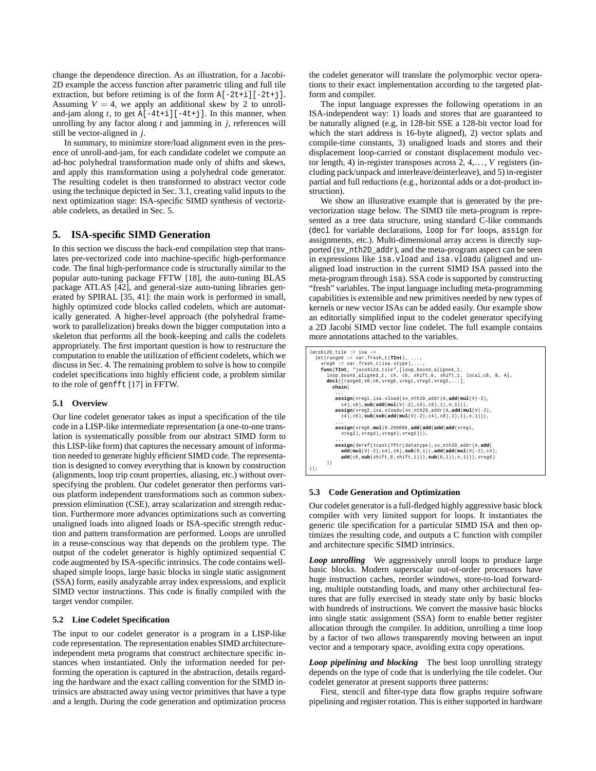change the dependence direction. As an illustration, for a Jacobi-2D example the access function after parametric tiling and full tile extraction, but before retiming is of the form `A[-2t+i][-2t+j]`. Assuming $V = 4$, we apply an additional skew by 2 to unroll-and-jam along $t$, to get `A[-4t+i][-4t+j]`. In this manner, when unrolling by any factor along $t$ and jamming in $j$, references will still be vector-aligned in $j$.

In summary, to minimize store/load alignment even in the presence of unroll-and-jam, for each candidate codelet we compute an ad-hoc polyhedral transformation made only of shifts and skews, and apply this transformation using a polyhedral code generator. The resulting codelet is then transformed to abstract vector code using the technique depicted in Sec. 3.1, creating valid inputs to the next optimization stage: ISA-specific SIMD synthesis of vectorizable codelets, as detailed in Sec. 5.

## 5. ISA-specific SIMD Generation

In this section we discuss the back-end compilation step that translates pre-vectorized code into machine-specific high-performance code. The final high-performance code is structurally similar to the popular auto-tuning package FFTW [18], the auto-tuning BLAS package ATLAS [42], and general-size auto-tuning libraries generated by SPIRAL [35, 41]: the main work is performed in small, highly optimized code blocks called codelets, which are automatically generated. A higher-level approach (the polyhedral framework to parallelization) breaks down the bigger computation into a skeleton that performs all the book-keeping and calls the codelets appropriately. The first important question is how to restructure the computation to enable the utilization of efficient codelets, which we discuss in Sec. 4. The remaining problem to solve is how to compile codelet specifications into highly efficient code, a problem similar to the role of `genfft` [17] in FFTW.

### 5.1 Overview

Our line codelet generator takes as input a specification of the tile code in a LISP-like intermediate representation (a one-to-one translation is systematically possible from our abstract SIMD form to this LISP-like form) that captures the necessary amount of information needed to generate highly efficient SIMD code. The representation is designed to convey everything that is known by construction (alignments, loop trip count properties, aliasing, etc.) without overspecifying the problem. Our codelet generator then performs various platform independent transformations such as common subexpression elimination (CSE), array scalarization and strength reduction. Furthermore more advances optimizations such as converting unaligned loads into aligned loads or ISA-specific strength reduction and pattern transformation are performed. Loops are unrolled in a reuse-conscious way that depends on the problem type. The output of the codelet generator is highly optimized sequential C code augmented by ISA-specific intrinsics. The code contains well-shaped simple loops, large basic blocks in single static assignment (SSA) form, easily analyzable array index expressions, and explicit SIMD vector instructions. This code is finally compiled with the target vendor compiler.

### 5.2 Line Codelet Specification

The input to our codelet generator is a program in a LISP-like code representation. The representation enables SIMD architecture-independent meta programs that construct architecture specific instances when instantiated. Only the information needed for performing the operation is captured in the abstraction, details regarding the hardware and the exact calling convention for the SIMD intrinsics are abstracted away using vector primitives that have a type and a length. During the code generation and optimization process the codelet generator will translate the polymorphic vector operations to their exact implementation according to the targeted platform and compiler.

The input language expresses the following operations in an ISA-independent way: 1) loads and stores that are guaranteed to be naturally aligned (e.g, in 128-bit SSE a 128-bit vector load for which the start address is 16-byte aligned), 2) vector splats and compile-time constants, 3) unaligned loads and stores and their displacement loop-carried or constant displacement modulo vector length, 4) in-register transposes across 2, 4,…, $V$ registers (including pack/unpack and interleave/deinterleave), and 5) in-register partial and full reductions (e.g., horizontal adds or a dot-product instruction).

We show an illustrative example that is generated by the pre-vectorization stage below. The SIMD tile meta-program is represented as a tree data structure, using standard C-like commands (`decl` for variable declarations, `loop` for `for` loops, `assign` for assignments, etc.). Multi-dimensional array access is directly supported (`sv_nth2D_addr`), and the meta-program aspect can be seen in expressions like `isa.vload` and `isa.vloadu` (aligned and unaligned load instruction in the current SIMD ISA passed into the meta-program through `isa`). SSA code is supported by constructing "fresh" variables. The input language including meta-programming capabilities is extensible and new primitives needed by new types of kernels or new vector ISAs can be added easily. Our example show an editorially simplified input to the codelet generator specifying a 2D Jacobi SIMD vector line codelet. The full example contains more annotations attached to the variables.

```
Jacobi2D_tile := isa ->
  let(range0 := var.fresh_t(TInt), ...,
    vreg0 := var.fresh_t(isa.vtype),...,
    func(TInt, "jacobi2d_tile",[loop_bound_aligned_1,
      loop_bound_aligned_2, c4, c6, shift_0, shift_1, local_c8, B, A],
      decl([range0,k0,c8,vreg0,vreg1,vreg2,vreg3,...],
        chain(
          ...
          assign(vreg1,isa.vload(sv_nth2D_addr(A,add(mul(V(-2),
            c4),c6),sub(add(mul(V(-2),c4),c8),1),n,1))),
          assign(vreg2,isa.vloadu(sv_nth2D_addr(A,add(mul(V(-2),
            c4),c6),sub(sub(add(mul(V(-2),c4),c8),1),1),n,1))),
          ...
          assign(vreg0,mul(0.200000,add(add(add(add(vreg1,
            vreg2),vreg3),vreg4),vreg5))),
          ...
          assign(deref(tcast(TPtr(datatype),sv_nth2D_addr(A,add(
            add(mul(V(-2),c4),c6),sub(0,1)),add(add(mul(V(-2),c4),
            add(c8,sub(shift_0,shift_1))),sub(0,1)),n,1))),vreg6)
      ))
));
```

### 5.3 Code Generation and Optimization

Our codelet generator is a full-fledged highly aggressive basic block compiler with very limited support for loops. It instantiates the generic tile specification for a particular SIMD ISA and then optimizes the resulting code, and outputs a C function with compiler and architecture specific SIMD intrinsics.

***Loop unrolling*** We aggressively unroll loops to produce large basic blocks. Modern superscalar out-of-order processors have huge instruction caches, reorder windows, store-to-load forwarding, multiple outstanding loads, and many other architectural features that are fully exercised in steady state only by basic blocks with hundreds of instructions. We convert the massive basic blocks into single static assignment (SSA) form to enable better register allocation through the compiler. In addition, unrolling a time loop by a factor of two allows transparently moving between an input vector and a temporary space, avoiding extra copy operations.

***Loop pipelining and blocking*** The best loop unrolling strategy depends on the type of code that is underlying the tile codelet. Our codelet generator at present supports three patterns:

First, stencil and filter-type data flow graphs require software pipelining and register rotation. This is either supported in hardware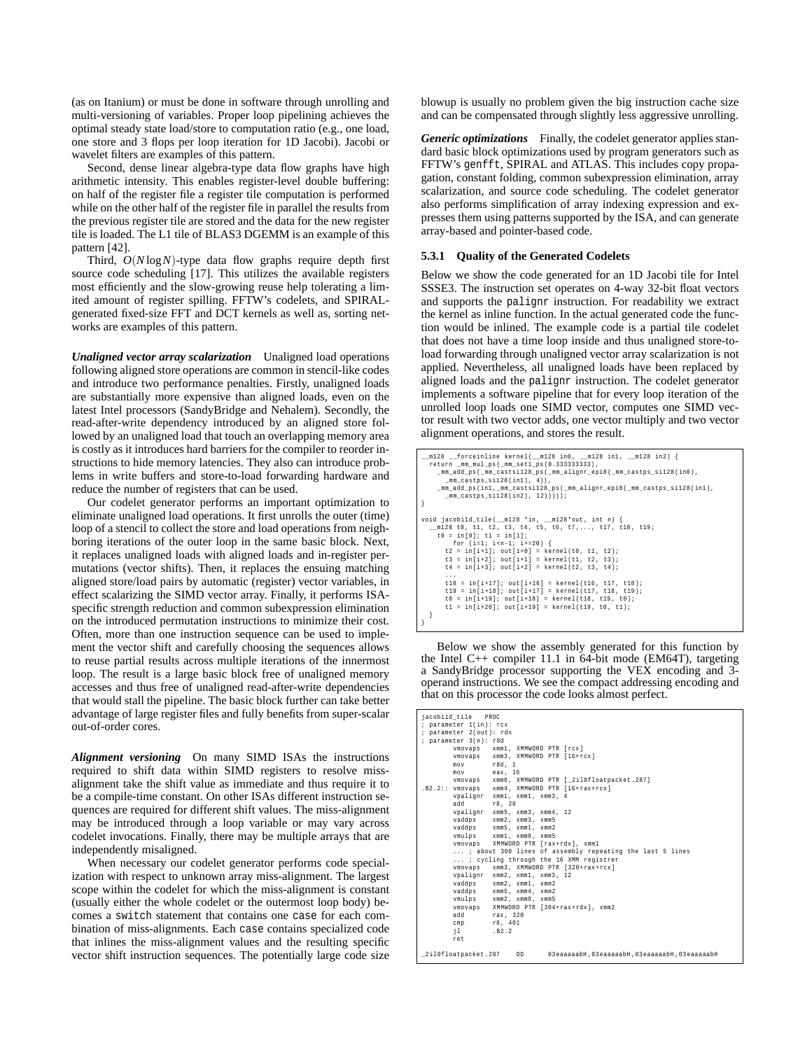(as on Itanium) or must be done in software through unrolling and multi-versioning of variables. Proper loop pipelining achieves the optimal steady state load/store to computation ratio (e.g., one load, one store and 3 flops per loop iteration for 1D Jacobi). Jacobi or wavelet filters are examples of this pattern.

Second, dense linear algebra-type data flow graphs have high arithmetic intensity. This enables register-level double buffering: on half of the register file a register tile computation is performed while on the other half of the register file in parallel the results from the previous register tile are stored and the data for the new register tile is loaded. The L1 tile of BLAS3 DGEMM is an example of this pattern [42].

Third, $O(N \log N)$-type data flow graphs require depth first source code scheduling [17]. This utilizes the available registers most efficiently and the slow-growing reuse help tolerating a limited amount of register spilling. FFTW's codelets, and SPIRAL-generated fixed-size FFT and DCT kernels as well as, sorting networks are examples of this pattern.

***Unaligned vector array scalarization*** Unaligned load operations following aligned store operations are common in stencil-like codes and introduce two performance penalties. Firstly, unaligned loads are substantially more expensive than aligned loads, even on the latest Intel processors (SandyBridge and Nehalem). Secondly, the read-after-write dependency introduced by an aligned store followed by an unaligned load that touch an overlapping memory area is costly as it introduces hard barriers for the compiler to reorder instructions to hide memory latencies. They also can introduce problems in write buffers and store-to-load forwarding hardware and reduce the number of registers that can be used.

Our codelet generator performs an important optimization to eliminate unaligned load operations. It first unrolls the outer (time) loop of a stencil to collect the store and load operations from neighboring iterations of the outer loop in the same basic block. Next, it replaces unaligned loads with aligned loads and in-register permutations (vector shifts). Then, it replaces the ensuing matching aligned store/load pairs by automatic (register) vector variables, in effect scalarizing the SIMD vector array. Finally, it performs ISA-specific strength reduction and common subexpression elimination on the introduced permutation instructions to minimize their cost. Often, more than one instruction sequence can be used to implement the vector shift and carefully choosing the sequences allows to reuse partial results across multiple iterations of the innermost loop. The result is a large basic block free of unaligned memory accesses and thus free of unaligned read-after-write dependencies that would stall the pipeline. The basic block further can take better advantage of large register files and fully benefits from super-scalar out-of-order cores.

***Alignment versioning*** On many SIMD ISAs the instructions required to shift data within SIMD registers to resolve miss-alignment take the shift value as immediate and thus require it to be a compile-time constant. On other ISAs different instruction sequences are required for different shift values. The miss-alignment may be introduced through a loop variable or may vary across codelet invocations. Finally, there may be multiple arrays that are independently misaligned.

When necessary our codelet generator performs code specialization with respect to unknown array miss-alignment. The largest scope within the codelet for which the miss-alignment is constant (usually either the whole codelet or the outermost loop body) becomes a `switch` statement that contains one `case` for each combination of miss-alignments. Each `case` contains specialized code that inlines the miss-alignment values and the resulting specific vector shift instruction sequences. The potentially large code size blowup is usually no problem given the big instruction cache size and can be compensated through slightly less aggressive unrolling.

***Generic optimizations*** Finally, the codelet generator applies standard basic block optimizations used by program generators such as FFTW's `genfft`, SPIRAL and ATLAS. This includes copy propagation, constant folding, common subexpression elimination, array scalarization, and source code scheduling. The codelet generator also performs simplification of array indexing expression and expresses them using patterns supported by the ISA, and can generate array-based and pointer-based code.

### 5.3.1 Quality of the Generated Codelets

Below we show the code generated for an 1D Jacobi tile for Intel SSSE3. The instruction set operates on 4-way 32-bit float vectors and supports the `palignr` instruction. For readability we extract the kernel as inline function. In the actual generated code the function would be inlined. The example code is a partial tile codelet that does not have a time loop inside and thus unaligned store-to-load forwarding through unaligned vector array scalarization is not applied. Nevertheless, all unaligned loads have been replaced by aligned loads and the `palignr` instruction. The codelet generator implements a software pipeline that for every loop iteration of the unrolled loop loads one SIMD vector, computes one SIMD vector result with two vector adds, one vector multiply and two vector alignment operations, and stores the result.

```
__m128 __forceinline kernel(__m128 in0, __m128 in1, __m128 in2) {
  return _mm_mul_ps(_mm_set1_ps(0.333333333),
    _mm_add_ps(_mm_castsi128_ps(_mm_alignr_epi8(_mm_castps_si128(in0),
       _mm_castps_si128(in1), 4)),
    _mm_add_ps(in1,_mm_castsi128_ps(_mm_alignr_epi8(_mm_castps_si128(in1),
       _mm_castps_si128(in2), 12)))));
}

void jacobi1d_tile(__m128 *in, __m128*out, int n) {
  __m128 t0, t1, t2, t3, t4, t5, t6, t7,..., t17, t18, t19;
    t0 = in[0]; t1 = in[1];
       for (i=1; i<n-1; i+=20) {
      t2 = in[i+1]; out[i+0] = kernel(t0, t1, t2);
      t3 = in[i+2]; out[i+1] = kernel(t1, t2, t3);
      t4 = in[i+3]; out[i+2] = kernel(t2, t3, t4);
      ...
      t18 = in[i+17]; out[i+16] = kernel(t16, t17, t18);
      t19 = in[i+18]; out[i+17] = kernel(t17, t18, t19);
      t0 = in[i+19]; out[i+18] = kernel(t18, t19, t0);
      t1 = in[i+20]; out[i+19] = kernel(t19, t0, t1);
  }
}
```

Below we show the assembly generated for this function by the Intel C++ compiler 11.1 in 64-bit mode (EM64T), targeting a SandyBridge processor supporting the VEX encoding and 3-operand instructions. We see the compact addressing encoding and that on this processor the code looks almost perfect.

```
jacobi1d_tile   PROC
; parameter 1(in): rcx
; parameter 2(out): rdx
; parameter 3(n): r8d
        vmovaps   xmm1, XMMWORD PTR [rcx]
        vmovaps   xmm3, XMMWORD PTR [16+rcx]
        mov       r8d, 1
        mov       eax, 16
        vmovaps   xmm0, XMMWORD PTR [_2il0floatpacket.287]
.B2.2:: vmovaps   xmm4, XMMWORD PTR [16+rax+rcx]
        vpalignr  xmm1, xmm1, xmm3, 4
        add       r8, 20
        vpalignr  xmm5, xmm3, xmm4, 12
        vaddps    xmm2, xmm3, xmm5
        vaddps    xmm5, xmm1, xmm2
        vmulps    xmm1, xmm0, xmm5
        vmovaps   XMMWORD PTR [rax+rdx], xmm1
        ... ; about 300 lines of assembly repeating the last 5 lines
        ... ; cycling through the 16 XMM registrer
        vmovaps   xmm3, XMMWORD PTR [320+rax+rcx]
        vpalignr  xmm2, xmm1, xmm3, 12
        vaddps    xmm2, xmm1, xmm2
        vaddps    xmm5, xmm4, xmm2
        vmulps    xmm2, xmm0, xmm5
        vmovaps   XMMWORD PTR [304+rax+rdx], xmm2
        add       rax, 320
        cmp       r8, 401
        jl        .B2.2
        ret

_2il0floatpacket.287    DD      03eaaaaabH,03eaaaaabH,03eaaaaabH,03eaaaaabH
```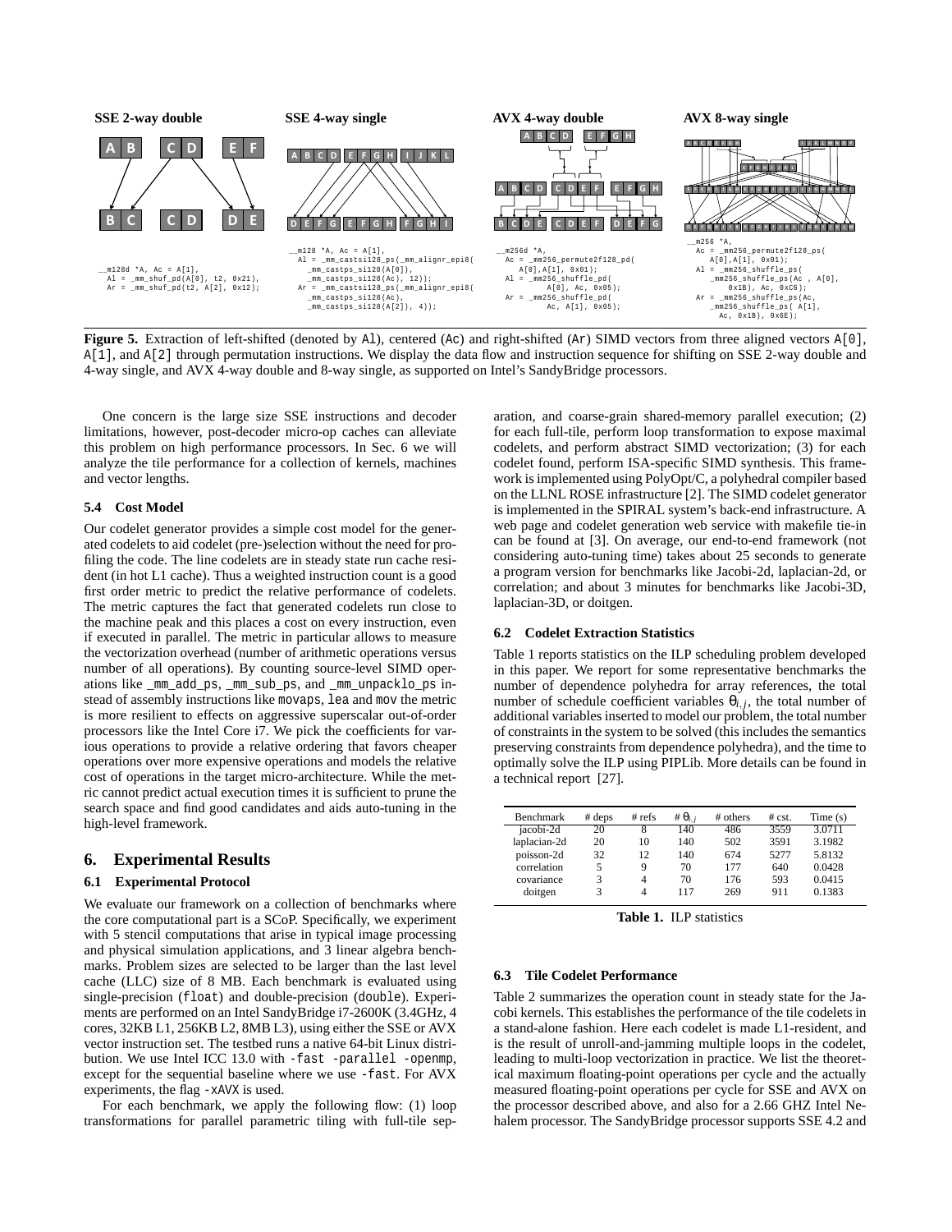**SSE 2-way double**

A B    C D    E F

B C    C D    D E

```
__m128d *A, Ac = A[1],
  Al = _mm_shuf_pd(A[0], t2, 0x21),
  Ar = _mm_shuf_pd(t2, A[2], 0x12);
```

**SSE 4-way single**

A B C D   E F G H   I J K L

D E F G   E F G H   F G H I

```
__m128 *A, Ac = A[1],
  Al = _mm_castsi128_ps(_mm_alignr_epi8(
    _mm_castps_si128(A[0]),
    _mm_castps_si128(Ac), 12));
  Ar = _mm_castsi128_ps(_mm_alignr_epi8(
    _mm_castps_si128(Ac),
    _mm_castps_si128(A[2]), 4));
```

**AVX 4-way double**

A B C D   E F G H

A B C D   C D E F   E F G H

B C D E   C D E F   D E F G

```
__m256d *A,
  Ac = _mm256_permute2f128_pd(
    A[0],A[1], 0x01);
  Al = _mm256_shuffle_pd(
    A[0], Ac, 0x05);
  Ar = _mm256_shuffle_pd(
    Ac, A[1], 0x05);
```

**AVX 8-way single**

```
__m256 *A,
  Ac = _mm256_permute2f128_ps(
    A[0],A[1], 0x01);
  Al = _mm256_shuffle_ps(
    _mm256_shuffle_ps(Ac , A[0],
      0x1B), Ac, 0xC6);
  Ar = _mm256_shuffle_ps(Ac,
    _mm256_shuffle_ps( A[1],
      Ac, 0x1B), 0x6E);
```

**Figure 5.** Extraction of left-shifted (denoted by Al), centered (Ac) and right-shifted (Ar) SIMD vectors from three aligned vectors A[0], A[1], and A[2] through permutation instructions. We display the data flow and instruction sequence for shifting on SSE 2-way double and 4-way single, and AVX 4-way double and 8-way single, as supported on Intel's SandyBridge processors.

One concern is the large size SSE instructions and decoder limitations, however, post-decoder micro-op caches can alleviate this problem on high performance processors. In Sec. 6 we will analyze the tile performance for a collection of kernels, machines and vector lengths.

### 5.4 Cost Model

Our codelet generator provides a simple cost model for the generated codelets to aid codelet (pre-)selection without the need for profiling the code. The line codelets are in steady state run cache resident (in hot L1 cache). Thus a weighted instruction count is a good first order metric to predict the relative performance of codelets. The metric captures the fact that generated codelets run close to the machine peak and this places a cost on every instruction, even if executed in parallel. The metric in particular allows to measure the vectorization overhead (number of arithmetic operations versus number of all operations). By counting source-level SIMD operations like _mm_add_ps, _mm_sub_ps, and _mm_unpacklo_ps instead of assembly instructions like movaps, lea and mov the metric is more resilient to effects on aggressive superscalar out-of-order processors like the Intel Core i7. We pick the coefficients for various operations to provide a relative ordering that favors cheaper operations over more expensive operations and models the relative cost of operations in the target micro-architecture. While the metric cannot predict actual execution times it is sufficient to prune the search space and find good candidates and aids auto-tuning in the high-level framework.

## 6. Experimental Results

### 6.1 Experimental Protocol

We evaluate our framework on a collection of benchmarks where the core computational part is a SCoP. Specifically, we experiment with 5 stencil computations that arise in typical image processing and physical simulation applications, and 3 linear algebra benchmarks. Problem sizes are selected to be larger than the last level cache (LLC) size of 8 MB. Each benchmark is evaluated using single-precision (float) and double-precision (double). Experiments are performed on an Intel SandyBridge i7-2600K (3.4GHz, 4 cores, 32KB L1, 256KB L2, 8MB L3), using either the SSE or AVX vector instruction set. The testbed runs a native 64-bit Linux distribution. We use Intel ICC 13.0 with -fast -parallel -openmp, except for the sequential baseline where we use -fast. For AVX experiments, the flag -xAVX is used.

For each benchmark, we apply the following flow: (1) loop transformations for parallel parametric tiling with full-tile separation, and coarse-grain shared-memory parallel execution; (2) for each full-tile, perform loop transformation to expose maximal codelets, and perform abstract SIMD vectorization; (3) for each codelet found, perform ISA-specific SIMD synthesis. This framework is implemented using PolyOpt/C, a polyhedral compiler based on the LLNL ROSE infrastructure [2]. The SIMD codelet generator is implemented in the SPIRAL system's back-end infrastructure. A web page and codelet generation web service with makefile tie-in can be found at [3]. On average, our end-to-end framework (not considering auto-tuning time) takes about 25 seconds to generate a program version for benchmarks like Jacobi-2d, laplacian-2d, or correlation; and about 3 minutes for benchmarks like Jacobi-3D, laplacian-3D, or doitgen.

### 6.2 Codelet Extraction Statistics

Table 1 reports statistics on the ILP scheduling problem developed in this paper. We report for some representative benchmarks the number of dependence polyhedra for array references, the total number of schedule coefficient variables $\theta_{i,j}$, the total number of additional variables inserted to model our problem, the total number of constraints in the system to be solved (this includes the semantics preserving constraints from dependence polyhedra), and the time to optimally solve the ILP using PIPLib. More details can be found in a technical report [27].

| Benchmark | # deps | # refs | # $\theta_{i,j}$ | # others | # cst. | Time (s) |
|---|---|---|---|---|---|---|
| jacobi-2d | 20 | 8 | 140 | 486 | 3559 | 3.0711 |
| laplacian-2d | 20 | 10 | 140 | 502 | 3591 | 3.1982 |
| poisson-2d | 32 | 12 | 140 | 674 | 5277 | 5.8132 |
| correlation | 5 | 9 | 70 | 177 | 640 | 0.0428 |
| covariance | 3 | 4 | 70 | 176 | 593 | 0.0415 |
| doitgen | 3 | 4 | 117 | 269 | 911 | 0.1383 |

**Table 1.** ILP statistics

### 6.3 Tile Codelet Performance

Table 2 summarizes the operation count in steady state for the Jacobi kernels. This establishes the performance of the tile codelets in a stand-alone fashion. Here each codelet is made L1-resident, and is the result of unroll-and-jamming multiple loops in the codelet, leading to multi-loop vectorization in practice. We list the theoretical maximum floating-point operations per cycle and the actually measured floating-point operations per cycle for SSE and AVX on the processor described above, and also for a 2.66 GHZ Intel Nehalem processor. The SandyBridge processor supports SSE 4.2 and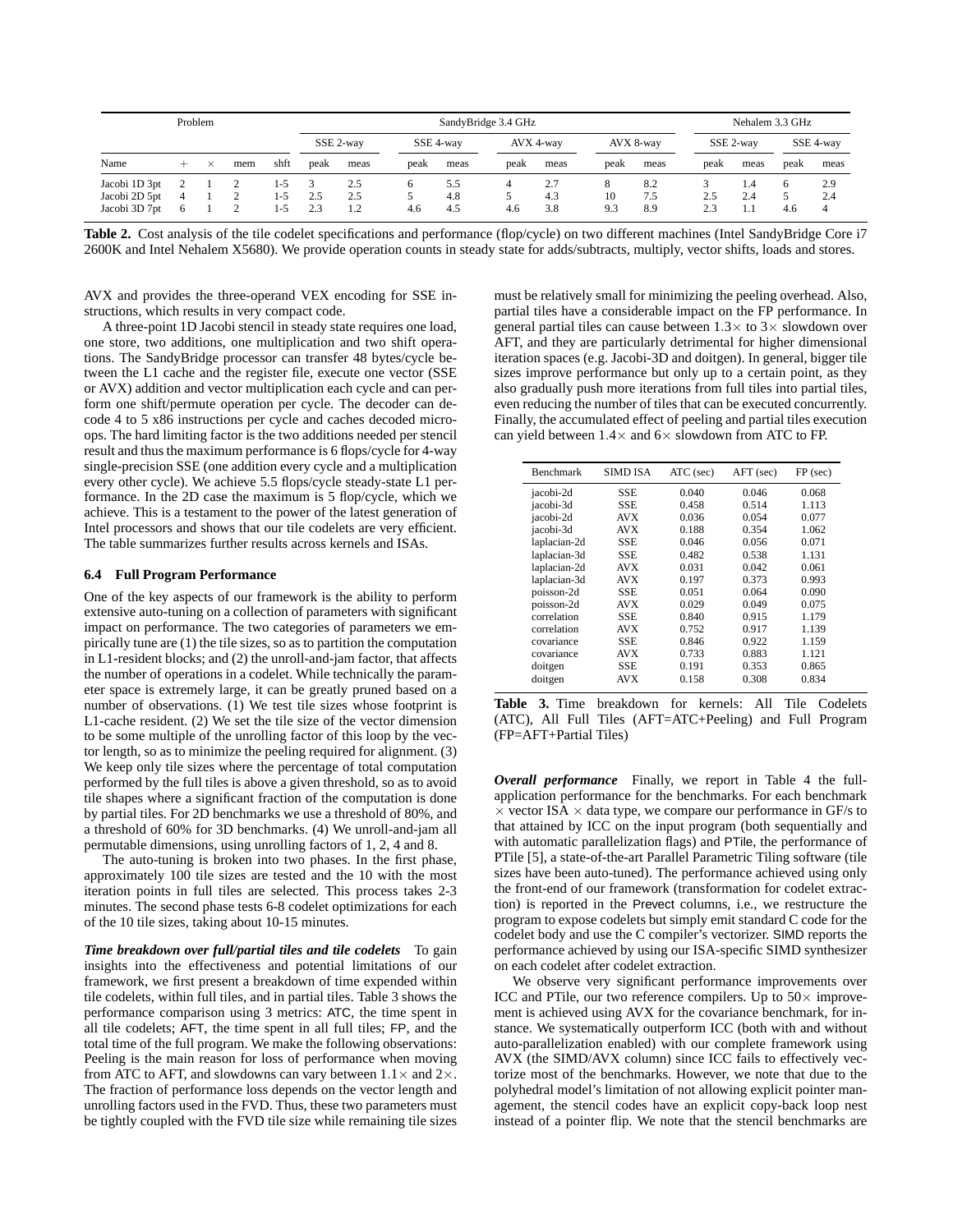| Problem | | | | | SandyBridge 3.4 GHz | | | | | | | | Nehalem 3.3 GHz | | | |
|---|---|---|---|---|---|---|---|---|---|---|---|---|---|---|---|---|
| | | | | | SSE 2-way | | SSE 4-way | | AVX 4-way | | AVX 8-way | | SSE 2-way | | SSE 4-way | |
| Name | + | × | mem | shft | peak | meas | peak | meas | peak | meas | peak | meas | peak | meas | peak | meas |
| Jacobi 1D 3pt | 2 | 1 | 2 | 1-5 | 3 | 2.5 | 6 | 5.5 | 4 | 2.7 | 8 | 8.2 | 3 | 1.4 | 6 | 2.9 |
| Jacobi 2D 5pt | 4 | 1 | 2 | 1-5 | 2.5 | 2.5 | 5 | 4.8 | 5 | 4.3 | 10 | 7.5 | 2.5 | 2.4 | 5 | 2.4 |
| Jacobi 3D 7pt | 6 | 1 | 2 | 1-5 | 2.3 | 1.2 | 4.6 | 4.5 | 4.6 | 3.8 | 9.3 | 8.9 | 2.3 | 1.1 | 4.6 | 4 |

**Table 2.** Cost analysis of the tile codelet specifications and performance (flop/cycle) on two different machines (Intel SandyBridge Core i7 2600K and Intel Nehalem X5680). We provide operation counts in steady state for adds/subtracts, multiply, vector shifts, loads and stores.

AVX and provides the three-operand VEX encoding for SSE instructions, which results in very compact code.

A three-point 1D Jacobi stencil in steady state requires one load, one store, two additions, one multiplication and two shift operations. The SandyBridge processor can transfer 48 bytes/cycle between the L1 cache and the register file, execute one vector (SSE or AVX) addition and vector multiplication each cycle and can perform one shift/permute operation per cycle. The decoder can decode 4 to 5 x86 instructions per cycle and caches decoded micro-ops. The hard limiting factor is the two additions needed per stencil result and thus the maximum performance is 6 flops/cycle for 4-way single-precision SSE (one addition every cycle and a multiplication every other cycle). We achieve 5.5 flops/cycle steady-state L1 performance. In the 2D case the maximum is 5 flop/cycle, which we achieve. This is a testament to the power of the latest generation of Intel processors and shows that our tile codelets are very efficient. The table summarizes further results across kernels and ISAs.

### 6.4 Full Program Performance

One of the key aspects of our framework is the ability to perform extensive auto-tuning on a collection of parameters with significant impact on performance. The two categories of parameters we empirically tune are (1) the tile sizes, so as to partition the computation in L1-resident blocks; and (2) the unroll-and-jam factor, that affects the number of operations in a codelet. While technically the parameter space is extremely large, it can be greatly pruned based on a number of observations. (1) We test tile sizes whose footprint is L1-cache resident. (2) We set the tile size of the vector dimension to be some multiple of the unrolling factor of this loop by the vector length, so as to minimize the peeling required for alignment. (3) We keep only tile sizes where the percentage of total computation performed by the full tiles is above a given threshold, so as to avoid tile shapes where a significant fraction of the computation is done by partial tiles. For 2D benchmarks we use a threshold of 80%, and a threshold of 60% for 3D benchmarks. (4) We unroll-and-jam all permutable dimensions, using unrolling factors of 1, 2, 4 and 8.

The auto-tuning is broken into two phases. In the first phase, approximately 100 tile sizes are tested and the 10 with the most iteration points in full tiles are selected. This process takes 2-3 minutes. The second phase tests 6-8 codelet optimizations for each of the 10 tile sizes, taking about 10-15 minutes.

***Time breakdown over full/partial tiles and tile codelets*** To gain insights into the effectiveness and potential limitations of our framework, we first present a breakdown of time expended within tile codelets, within full tiles, and in partial tiles. Table 3 shows the performance comparison using 3 metrics: ATC, the time spent in all tile codelets; AFT, the time spent in all full tiles; FP, and the total time of the full program. We make the following observations: Peeling is the main reason for loss of performance when moving from ATC to AFT, and slowdowns can vary between 1.1× and 2×. The fraction of performance loss depends on the vector length and unrolling factors used in the FVD. Thus, these two parameters must be tightly coupled with the FVD tile size while remaining tile sizes must be relatively small for minimizing the peeling overhead. Also, partial tiles have a considerable impact on the FP performance. In general partial tiles can cause between 1.3× to 3× slowdown over AFT, and they are particularly detrimental for higher dimensional iteration spaces (e.g. Jacobi-3D and doitgen). In general, bigger tile sizes improve performance but only up to a certain point, as they also gradually push more iterations from full tiles into partial tiles, even reducing the number of tiles that can be executed concurrently. Finally, the accumulated effect of peeling and partial tiles execution can yield between 1.4× and 6× slowdown from ATC to FP.

| Benchmark | SIMD ISA | ATC (sec) | AFT (sec) | FP (sec) |
|---|---|---|---|---|
| jacobi-2d | SSE | 0.040 | 0.046 | 0.068 |
| jacobi-3d | SSE | 0.458 | 0.514 | 1.113 |
| jacobi-2d | AVX | 0.036 | 0.054 | 0.077 |
| jacobi-3d | AVX | 0.188 | 0.354 | 1.062 |
| laplacian-2d | SSE | 0.046 | 0.056 | 0.071 |
| laplacian-3d | SSE | 0.482 | 0.538 | 1.131 |
| laplacian-2d | AVX | 0.031 | 0.042 | 0.061 |
| laplacian-3d | AVX | 0.197 | 0.373 | 0.993 |
| poisson-2d | SSE | 0.051 | 0.064 | 0.090 |
| poisson-2d | AVX | 0.029 | 0.049 | 0.075 |
| correlation | SSE | 0.840 | 0.915 | 1.179 |
| correlation | AVX | 0.752 | 0.917 | 1.139 |
| covariance | SSE | 0.846 | 0.922 | 1.159 |
| covariance | AVX | 0.733 | 0.883 | 1.121 |
| doitgen | SSE | 0.191 | 0.353 | 0.865 |
| doitgen | AVX | 0.158 | 0.308 | 0.834 |

**Table 3.** Time breakdown for kernels: All Tile Codelets (ATC), All Full Tiles (AFT=ATC+Peeling) and Full Program (FP=AFT+Partial Tiles)

***Overall performance*** Finally, we report in Table 4 the full-application performance for the benchmarks. For each benchmark × vector ISA × data type, we compare our performance in GF/s to that attained by ICC on the input program (both sequentially and with automatic parallelization flags) and PTile, the performance of PTile [5], a state-of-the-art Parallel Parametric Tiling software (tile sizes have been auto-tuned). The performance achieved using only the front-end of our framework (transformation for codelet extraction) is reported in the Prevect columns, i.e., we restructure the program to expose codelets but simply emit standard C code for the codelet body and use the C compiler's vectorizer. SIMD reports the performance achieved by using our ISA-specific SIMD synthesizer on each codelet after codelet extraction.

We observe very significant performance improvements over ICC and PTile, our two reference compilers. Up to 50× improvement is achieved using AVX for the covariance benchmark, for instance. We systematically outperform ICC (both with and without auto-parallelization enabled) with our complete framework using AVX (the SIMD/AVX column) since ICC fails to effectively vectorize most of the benchmarks. However, we note that due to the polyhedral model's limitation of not allowing explicit pointer management, the stencil codes have an explicit copy-back loop nest instead of a pointer flip. We note that the stencil benchmarks are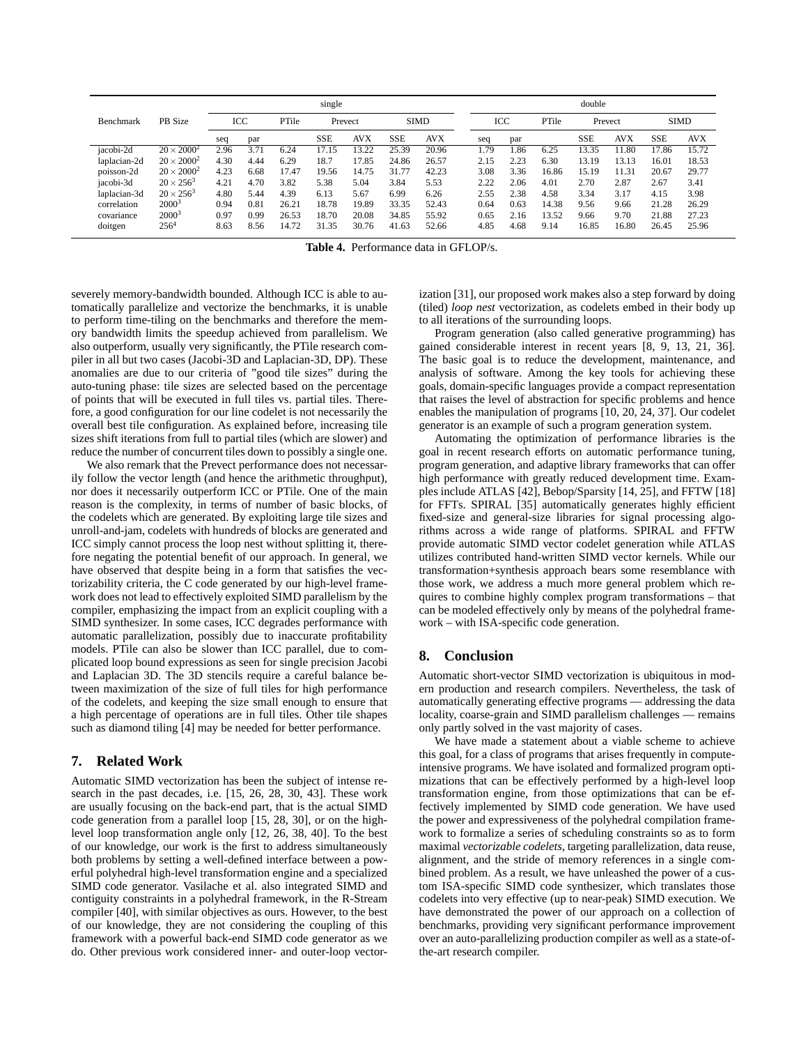| Benchmark | PB Size | single | | | | | | | double | | | | | | |
|---|---|---|---|---|---|---|---|---|---|---|---|---|---|---|---|
| | | ICC | | PTile | Prevect | | SIMD | | ICC | | PTile | Prevect | | SIMD | |
| | | seq | par | | SSE | AVX | SSE | AVX | seq | par | | SSE | AVX | SSE | AVX |
| jacobi-2d | $20 \times 2000^2$ | 2.96 | 3.71 | 6.24 | 17.15 | 13.22 | 25.39 | 20.96 | 1.79 | 1.86 | 6.25 | 13.35 | 11.80 | 17.86 | 15.72 |
| laplacian-2d | $20 \times 2000^2$ | 4.30 | 4.44 | 6.29 | 18.7 | 17.85 | 24.86 | 26.57 | 2.15 | 2.23 | 6.30 | 13.19 | 13.13 | 16.01 | 18.53 |
| poisson-2d | $20 \times 2000^2$ | 4.23 | 6.68 | 17.47 | 19.56 | 14.75 | 31.77 | 42.23 | 3.08 | 3.36 | 16.86 | 15.19 | 11.31 | 20.67 | 29.77 |
| jacobi-3d | $20 \times 256^3$ | 4.21 | 4.70 | 3.82 | 5.38 | 5.04 | 3.84 | 5.53 | 2.22 | 2.06 | 4.01 | 2.70 | 2.87 | 2.67 | 3.41 |
| laplacian-3d | $20 \times 256^3$ | 4.80 | 5.44 | 4.39 | 6.13 | 5.67 | 6.99 | 6.26 | 2.55 | 2.38 | 4.58 | 3.34 | 3.17 | 4.15 | 3.98 |
| correlation | $2000^3$ | 0.94 | 0.81 | 26.21 | 18.78 | 19.89 | 33.35 | 52.43 | 0.64 | 0.63 | 14.38 | 9.56 | 9.66 | 21.28 | 26.29 |
| covariance | $2000^3$ | 0.97 | 0.99 | 26.53 | 18.70 | 20.08 | 34.85 | 55.92 | 0.65 | 2.16 | 13.52 | 9.66 | 9.70 | 21.88 | 27.23 |
| doitgen | $256^4$ | 8.63 | 8.56 | 14.72 | 31.35 | 30.76 | 41.63 | 52.66 | 4.85 | 4.68 | 9.14 | 16.85 | 16.80 | 26.45 | 25.96 |

**Table 4.** Performance data in GFLOP/s.

severely memory-bandwidth bounded. Although ICC is able to automatically parallelize and vectorize the benchmarks, it is unable to perform time-tiling on the benchmarks and therefore the memory bandwidth limits the speedup achieved from parallelism. We also outperform, usually very significantly, the PTile research compiler in all but two cases (Jacobi-3D and Laplacian-3D, DP). These anomalies are due to our criteria of "good tile sizes" during the auto-tuning phase: tile sizes are selected based on the percentage of points that will be executed in full tiles vs. partial tiles. Therefore, a good configuration for our line codelet is not necessarily the overall best tile configuration. As explained before, increasing tile sizes shift iterations from full to partial tiles (which are slower) and reduce the number of concurrent tiles down to possibly a single one.

We also remark that the Prevect performance does not necessarily follow the vector length (and hence the arithmetic throughput), nor does it necessarily outperform ICC or PTile. One of the main reason is the complexity, in terms of number of basic blocks, of the codelets which are generated. By exploiting large tile sizes and unroll-and-jam, codelets with hundreds of blocks are generated and ICC simply cannot process the loop nest without splitting it, therefore negating the potential benefit of our approach. In general, we have observed that despite being in a form that satisfies the vectorizability criteria, the C code generated by our high-level framework does not lead to effectively exploited SIMD parallelism by the compiler, emphasizing the impact from an explicit coupling with a SIMD synthesizer. In some cases, ICC degrades performance with automatic parallelization, possibly due to inaccurate profitability models. PTile can also be slower than ICC parallel, due to complicated loop bound expressions as seen for single precision Jacobi and Laplacian 3D. The 3D stencils require a careful balance between maximization of the size of full tiles for high performance of the codelets, and keeping the size small enough to ensure that a high percentage of operations are in full tiles. Other tile shapes such as diamond tiling [4] may be needed for better performance.

## 7. Related Work

Automatic SIMD vectorization has been the subject of intense research in the past decades, i.e. [15, 26, 28, 30, 43]. These work are usually focusing on the back-end part, that is the actual SIMD code generation from a parallel loop [15, 28, 30], or on the high-level loop transformation angle only [12, 26, 38, 40]. To the best of our knowledge, our work is the first to address simultaneously both problems by setting a well-defined interface between a powerful polyhedral high-level transformation engine and a specialized SIMD code generator. Vasilache et al. also integrated SIMD and contiguity constraints in a polyhedral framework, in the R-Stream compiler [40], with similar objectives as ours. However, to the best of our knowledge, they are not considering the coupling of this framework with a powerful back-end SIMD code generator as we do. Other previous work considered inner- and outer-loop vectorization [31], our proposed work makes also a step forward by doing (tiled) *loop nest* vectorization, as codelets embed in their body up to all iterations of the surrounding loops.

Program generation (also called generative programming) has gained considerable interest in recent years [8, 9, 13, 21, 36]. The basic goal is to reduce the development, maintenance, and analysis of software. Among the key tools for achieving these goals, domain-specific languages provide a compact representation that raises the level of abstraction for specific problems and hence enables the manipulation of programs [10, 20, 24, 37]. Our codelet generator is an example of such a program generation system.

Automating the optimization of performance libraries is the goal in recent research efforts on automatic performance tuning, program generation, and adaptive library frameworks that can offer high performance with greatly reduced development time. Examples include ATLAS [42], Bebop/Sparsity [14, 25], and FFTW [18] for FFTs. SPIRAL [35] automatically generates highly efficient fixed-size and general-size libraries for signal processing algorithms across a wide range of platforms. SPIRAL and FFTW provide automatic SIMD vector codelet generation while ATLAS utilizes contributed hand-written SIMD vector kernels. While our transformation+synthesis approach bears some resemblance with those work, we address a much more general problem which requires to combine highly complex program transformations – that can be modeled effectively only by means of the polyhedral framework – with ISA-specific code generation.

## 8. Conclusion

Automatic short-vector SIMD vectorization is ubiquitous in modern production and research compilers. Nevertheless, the task of automatically generating effective programs — addressing the data locality, coarse-grain and SIMD parallelism challenges — remains only partly solved in the vast majority of cases.

We have made a statement about a viable scheme to achieve this goal, for a class of programs that arises frequently in compute-intensive programs. We have isolated and formalized program optimizations that can be effectively performed by a high-level loop transformation engine, from those optimizations that can be effectively implemented by SIMD code generation. We have used the power and expressiveness of the polyhedral compilation framework to formalize a series of scheduling constraints so as to form maximal *vectorizable codelets*, targeting parallelization, data reuse, alignment, and the stride of memory references in a single combined problem. As a result, we have unleashed the power of a custom ISA-specific SIMD code synthesizer, which translates those codelets into very effective (up to near-peak) SIMD execution. We have demonstrated the power of our approach on a collection of benchmarks, providing very significant performance improvement over an auto-parallelizing production compiler as well as a state-of-the-art research compiler.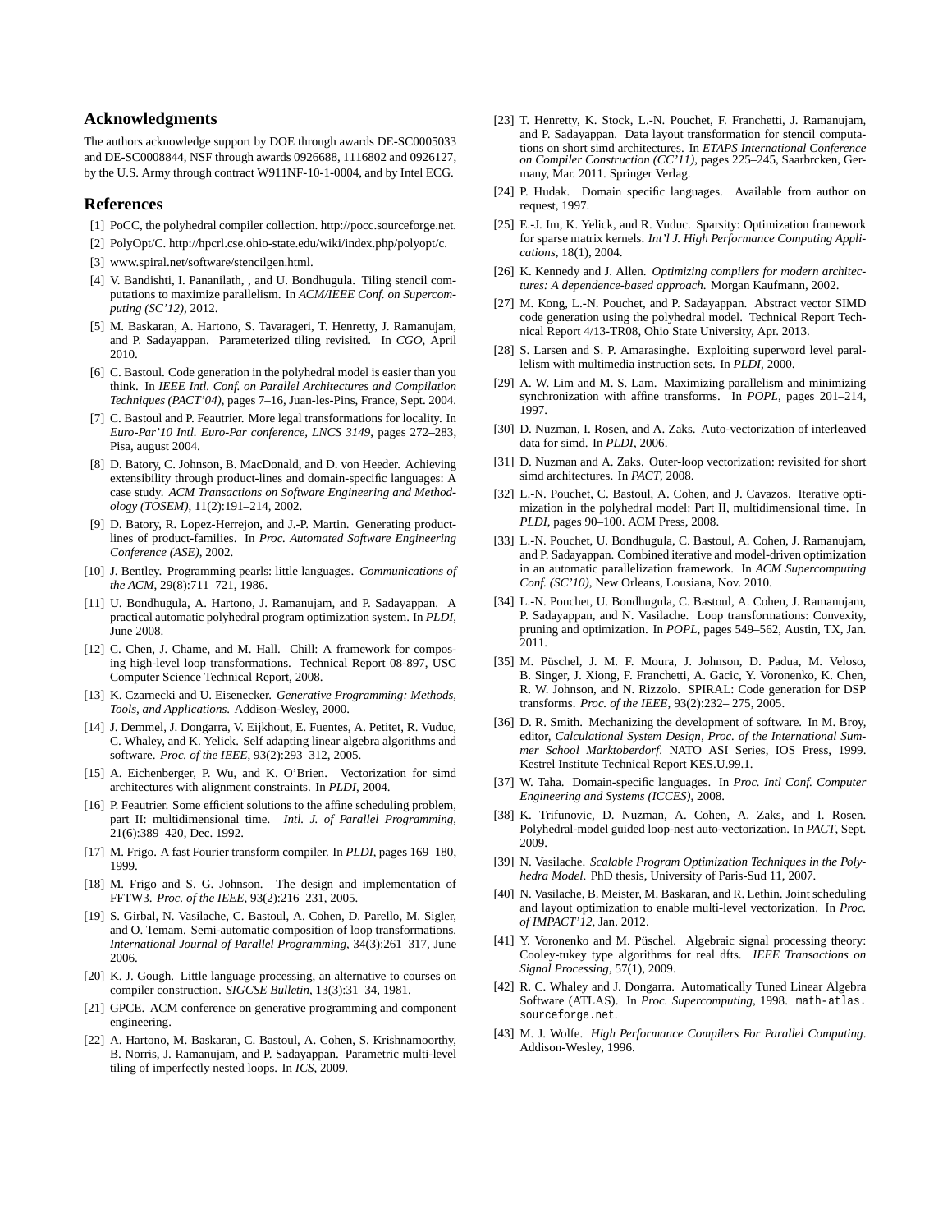## Acknowledgments

The authors acknowledge support by DOE through awards DE-SC0005033 and DE-SC0008844, NSF through awards 0926688, 1116802 and 0926127, by the U.S. Army through contract W911NF-10-1-0004, and by Intel ECG.

## References

[1] PoCC, the polyhedral compiler collection. http://pocc.sourceforge.net.

[2] PolyOpt/C. http://hpcrl.cse.ohio-state.edu/wiki/index.php/polyopt/c.

[3] www.spiral.net/software/stencilgen.html.

[4] V. Bandishti, I. Pananilath, , and U. Bondhugula. Tiling stencil computations to maximize parallelism. In *ACM/IEEE Conf. on Supercomputing (SC'12)*, 2012.

[5] M. Baskaran, A. Hartono, S. Tavarageri, T. Henretty, J. Ramanujam, and P. Sadayappan. Parameterized tiling revisited. In *CGO*, April 2010.

[6] C. Bastoul. Code generation in the polyhedral model is easier than you think. In *IEEE Intl. Conf. on Parallel Architectures and Compilation Techniques (PACT'04)*, pages 7–16, Juan-les-Pins, France, Sept. 2004.

[7] C. Bastoul and P. Feautrier. More legal transformations for locality. In *Euro-Par'10 Intl. Euro-Par conference, LNCS 3149*, pages 272–283, Pisa, august 2004.

[8] D. Batory, C. Johnson, B. MacDonald, and D. von Heeder. Achieving extensibility through product-lines and domain-specific languages: A case study. *ACM Transactions on Software Engineering and Methodology (TOSEM)*, 11(2):191–214, 2002.

[9] D. Batory, R. Lopez-Herrejon, and J.-P. Martin. Generating product-lines of product-families. In *Proc. Automated Software Engineering Conference (ASE)*, 2002.

[10] J. Bentley. Programming pearls: little languages. *Communications of the ACM*, 29(8):711–721, 1986.

[11] U. Bondhugula, A. Hartono, J. Ramanujam, and P. Sadayappan. A practical automatic polyhedral program optimization system. In *PLDI*, June 2008.

[12] C. Chen, J. Chame, and M. Hall. Chill: A framework for composing high-level loop transformations. Technical Report 08-897, USC Computer Science Technical Report, 2008.

[13] K. Czarnecki and U. Eisenecker. *Generative Programming: Methods, Tools, and Applications*. Addison-Wesley, 2000.

[14] J. Demmel, J. Dongarra, V. Eijkhout, E. Fuentes, A. Petitet, R. Vuduc, C. Whaley, and K. Yelick. Self adapting linear algebra algorithms and software. *Proc. of the IEEE*, 93(2):293–312, 2005.

[15] A. Eichenberger, P. Wu, and K. O'Brien. Vectorization for simd architectures with alignment constraints. In *PLDI*, 2004.

[16] P. Feautrier. Some efficient solutions to the affine scheduling problem, part II: multidimensional time. *Intl. J. of Parallel Programming*, 21(6):389–420, Dec. 1992.

[17] M. Frigo. A fast Fourier transform compiler. In *PLDI*, pages 169–180, 1999.

[18] M. Frigo and S. G. Johnson. The design and implementation of FFTW3. *Proc. of the IEEE*, 93(2):216–231, 2005.

[19] S. Girbal, N. Vasilache, C. Bastoul, A. Cohen, D. Parello, M. Sigler, and O. Temam. Semi-automatic composition of loop transformations. *International Journal of Parallel Programming*, 34(3):261–317, June 2006.

[20] K. J. Gough. Little language processing, an alternative to courses on compiler construction. *SIGCSE Bulletin*, 13(3):31–34, 1981.

[21] GPCE. ACM conference on generative programming and component engineering.

[22] A. Hartono, M. Baskaran, C. Bastoul, A. Cohen, S. Krishnamoorthy, B. Norris, J. Ramanujam, and P. Sadayappan. Parametric multi-level tiling of imperfectly nested loops. In *ICS*, 2009.

[23] T. Henretty, K. Stock, L.-N. Pouchet, F. Franchetti, J. Ramanujam, and P. Sadayappan. Data layout transformation for stencil computations on short simd architectures. In *ETAPS International Conference on Compiler Construction (CC'11)*, pages 225–245, Saarbrcken, Germany, Mar. 2011. Springer Verlag.

[24] P. Hudak. Domain specific languages. Available from author on request, 1997.

[25] E.-J. Im, K. Yelick, and R. Vuduc. Sparsity: Optimization framework for sparse matrix kernels. *Int'l J. High Performance Computing Applications*, 18(1), 2004.

[26] K. Kennedy and J. Allen. *Optimizing compilers for modern architectures: A dependence-based approach*. Morgan Kaufmann, 2002.

[27] M. Kong, L.-N. Pouchet, and P. Sadayappan. Abstract vector SIMD code generation using the polyhedral model. Technical Report Technical Report 4/13-TR08, Ohio State University, Apr. 2013.

[28] S. Larsen and S. P. Amarasinghe. Exploiting superword level parallelism with multimedia instruction sets. In *PLDI*, 2000.

[29] A. W. Lim and M. S. Lam. Maximizing parallelism and minimizing synchronization with affine transforms. In *POPL*, pages 201–214, 1997.

[30] D. Nuzman, I. Rosen, and A. Zaks. Auto-vectorization of interleaved data for simd. In *PLDI*, 2006.

[31] D. Nuzman and A. Zaks. Outer-loop vectorization: revisited for short simd architectures. In *PACT*, 2008.

[32] L.-N. Pouchet, C. Bastoul, A. Cohen, and J. Cavazos. Iterative optimization in the polyhedral model: Part II, multidimensional time. In *PLDI*, pages 90–100. ACM Press, 2008.

[33] L.-N. Pouchet, U. Bondhugula, C. Bastoul, A. Cohen, J. Ramanujam, and P. Sadayappan. Combined iterative and model-driven optimization in an automatic parallelization framework. In *ACM Supercomputing Conf. (SC'10)*, New Orleans, Lousiana, Nov. 2010.

[34] L.-N. Pouchet, U. Bondhugula, C. Bastoul, A. Cohen, J. Ramanujam, P. Sadayappan, and N. Vasilache. Loop transformations: Convexity, pruning and optimization. In *POPL*, pages 549–562, Austin, TX, Jan. 2011.

[35] M. Püschel, J. M. F. Moura, J. Johnson, D. Padua, M. Veloso, B. Singer, J. Xiong, F. Franchetti, A. Gacic, Y. Voronenko, K. Chen, R. W. Johnson, and N. Rizzolo. SPIRAL: Code generation for DSP transforms. *Proc. of the IEEE*, 93(2):232– 275, 2005.

[36] D. R. Smith. Mechanizing the development of software. In M. Broy, editor, *Calculational System Design, Proc. of the International Summer School Marktoberdorf*. NATO ASI Series, IOS Press, 1999. Kestrel Institute Technical Report KES.U.99.1.

[37] W. Taha. Domain-specific languages. In *Proc. Intl Conf. Computer Engineering and Systems (ICCES)*, 2008.

[38] K. Trifunovic, D. Nuzman, A. Cohen, A. Zaks, and I. Rosen. Polyhedral-model guided loop-nest auto-vectorization. In *PACT*, Sept. 2009.

[39] N. Vasilache. *Scalable Program Optimization Techniques in the Polyhedra Model*. PhD thesis, University of Paris-Sud 11, 2007.

[40] N. Vasilache, B. Meister, M. Baskaran, and R. Lethin. Joint scheduling and layout optimization to enable multi-level vectorization. In *Proc. of IMPACT'12*, Jan. 2012.

[41] Y. Voronenko and M. Püschel. Algebraic signal processing theory: Cooley-tukey type algorithms for real dfts. *IEEE Transactions on Signal Processing*, 57(1), 2009.

[42] R. C. Whaley and J. Dongarra. Automatically Tuned Linear Algebra Software (ATLAS). In *Proc. Supercomputing*, 1998. `math-atlas.sourceforge.net`.

[43] M. J. Wolfe. *High Performance Compilers For Parallel Computing*. Addison-Wesley, 1996.